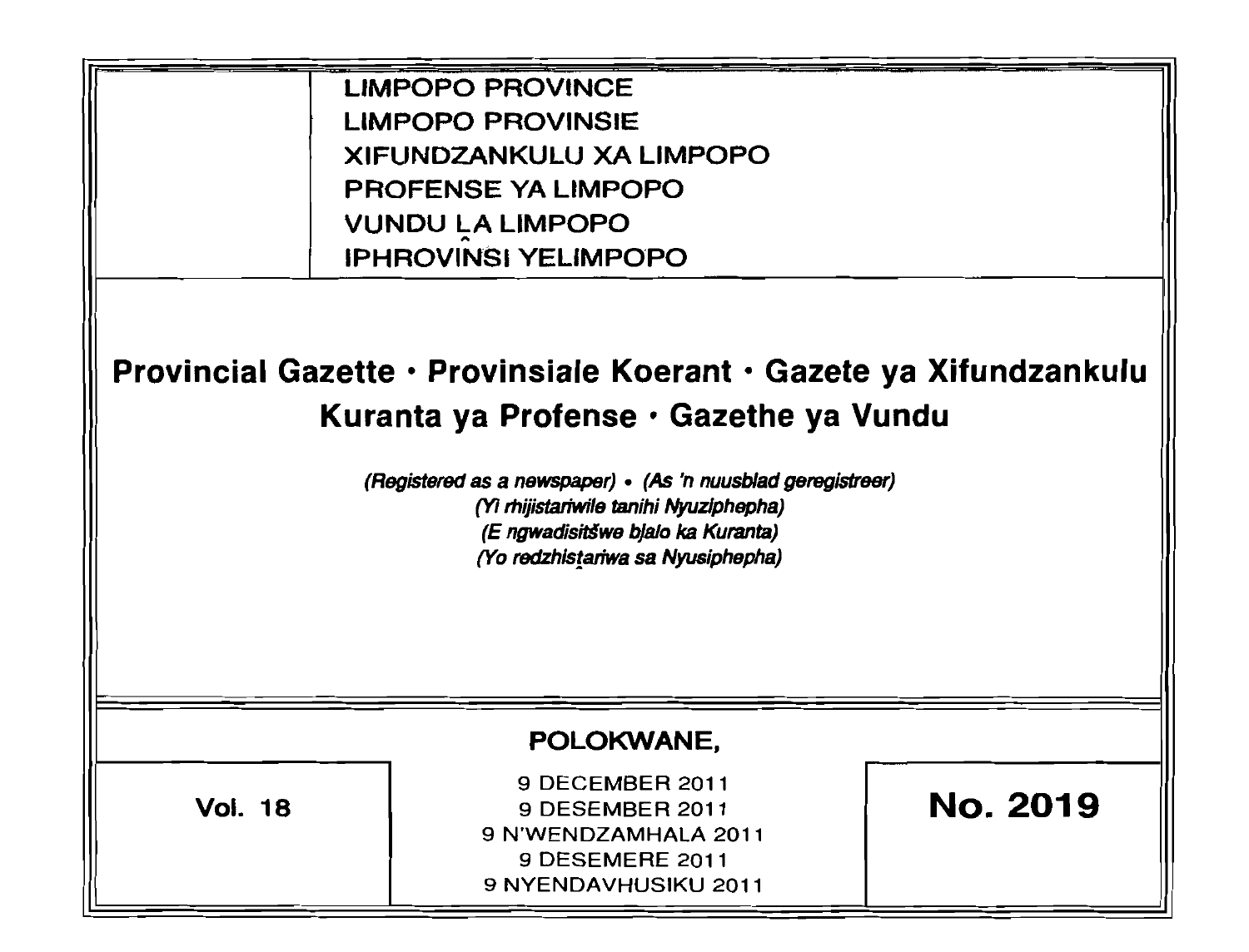LIMPOPO PROVINCE
LIMPOPO PROVINSIE
XIFUNDZANKULU XA LIMPOPO
PROFENSE YA LIMPOPO
VUNDU ḼA LIMPOPO
IPHROVINSI YELIMPOPO

# Provincial Gazette • Provinsiale Koerant • Gazete ya Xifundzankulu Kuranta ya Profense • Gazethe ya Vundu

*(Registered as a newspaper) • (As 'n nuusblad geregistreer)*
*(Yi rhijistariwile tanihi Nyuziphepha)*
*(E ngwadisitšwe bjalo ka Kuranta)*
*(Yo redzhisṱariwa sa Nyusiphepha)*

**POLOKWANE,**

**Vol. 18**

9 DECEMBER 2011
9 DESEMBER 2011
9 N'WENDZAMHALA 2011
9 DESEMERE 2011
9 NYENDAVHUSIKU 2011

**No. 2019**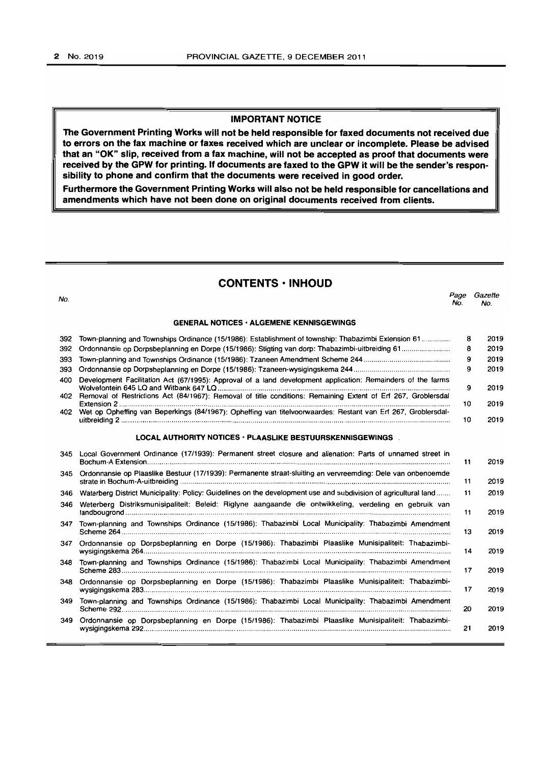## IMPORTANT NOTICE

**The Government Printing Works will not be held responsible for faxed documents not received due to errors on the fax machine or faxes received which are unclear or incomplete. Please be advised that an "OK" slip, received from a fax machine, will not be accepted as proof that documents were received by the GPW for printing. If documents are faxed to the GPW it will be the sender's responsibility to phone and confirm that the documents were received in good order.**

**Furthermore the Government Printing Works will also not be held responsible for cancellations and amendments which have not been done on original documents received from clients.**

## CONTENTS · INHOUD

| No. | | Page No. | Gazette No. |
|---|---|---|---|
| | **GENERAL NOTICES · ALGEMENE KENNISGEWINGS** | | |
| 392 | Town-planning and Townships Ordinance (15/1986): Establishment of township: Thabazimbi Extension 61 | 8 | 2019 |
| 392 | Ordonnansie op Dorpsbeplanning en Dorpe (15/1986): Stigting van dorp: Thabazimbi-uitbreiding 61 | 8 | 2019 |
| 393 | Town-planning and Townships Ordinance (15/1986): Tzaneen Amendment Scheme 244 | 9 | 2019 |
| 393 | Ordonnansie op Dorpsbeplanning en Dorpe (15/1986): Tzaneen-wysigingskema 244 | 9 | 2019 |
| 400 | Development Facilitation Act (67/1995): Approval of a land development application: Remainders of the farms Wolvefontein 645 LQ and Witbank 647 LQ | 9 | 2019 |
| 402 | Removal of Restrictions Act (84/1967): Removal of title conditions: Remaining Extent of Erf 267, Groblersdal Extension 2 | 10 | 2019 |
| 402 | Wet op Opheffing van Beperkings (84/1967): Opheffing van titelvoorwaardes: Restant van Erf 267, Groblersdal-uitbreiding 2 | 10 | 2019 |
| | **LOCAL AUTHORITY NOTICES · PLAASLIKE BESTUURSKENNISGEWINGS** | | |
| 345 | Local Government Ordinance (17/1939): Permanent street closure and alienation: Parts of unnamed street in Bochum-A Extension | 11 | 2019 |
| 345 | Ordonnansie op Plaaslike Bestuur (17/1939): Permanente straat-sluiting en vervreemding: Dele van onbenoemde strate in Bochum-A-uitbreiding | 11 | 2019 |
| 346 | Waterberg District Municipality: Policy: Guidelines on the development use and subdivision of agricultural land | 11 | 2019 |
| 346 | Weterberg Distriksmunisipaliteit: Beleid: Riglyne aangaande die ontwikkeling, verdeling en gebruik van landbougrond | 11 | 2019 |
| 347 | Town-planning and Townships Ordinance (15/1986): Thabazimbi Local Municipality: Thabazimbi Amendment Scheme 264 | 13 | 2019 |
| 347 | Ordonnansie op Dorpsbeplanning en Dorpe (15/1986): Thabazimbi Plaaslike Munisipaliteit: Thabazimbi-wysigingskema 264 | 14 | 2019 |
| 348 | Town-planning and Townships Ordinance (15/1986): Thabazimbi Local Municipality: Thabazimbi Amendment Scheme 283 | 17 | 2019 |
| 348 | Ordonnansie op Dorpsbeplanning en Dorpe (15/1986): Thabazimbi Plaaslike Munisipaliteit: Thabazimbi-wysigingskema 283 | 17 | 2019 |
| 349 | Town-planning and Townships Ordinance (15/1986): Thabazimbi Local Municipality: Thabazimbi Amendment Scheme 292 | 20 | 2019 |
| 349 | Ordonnansie op Dorpsbeplanning en Dorpe (15/1986): Thabazimbi Plaaslike Munisipaliteit: Thabazimbi-wysigingskema 292 | 21 | 2019 |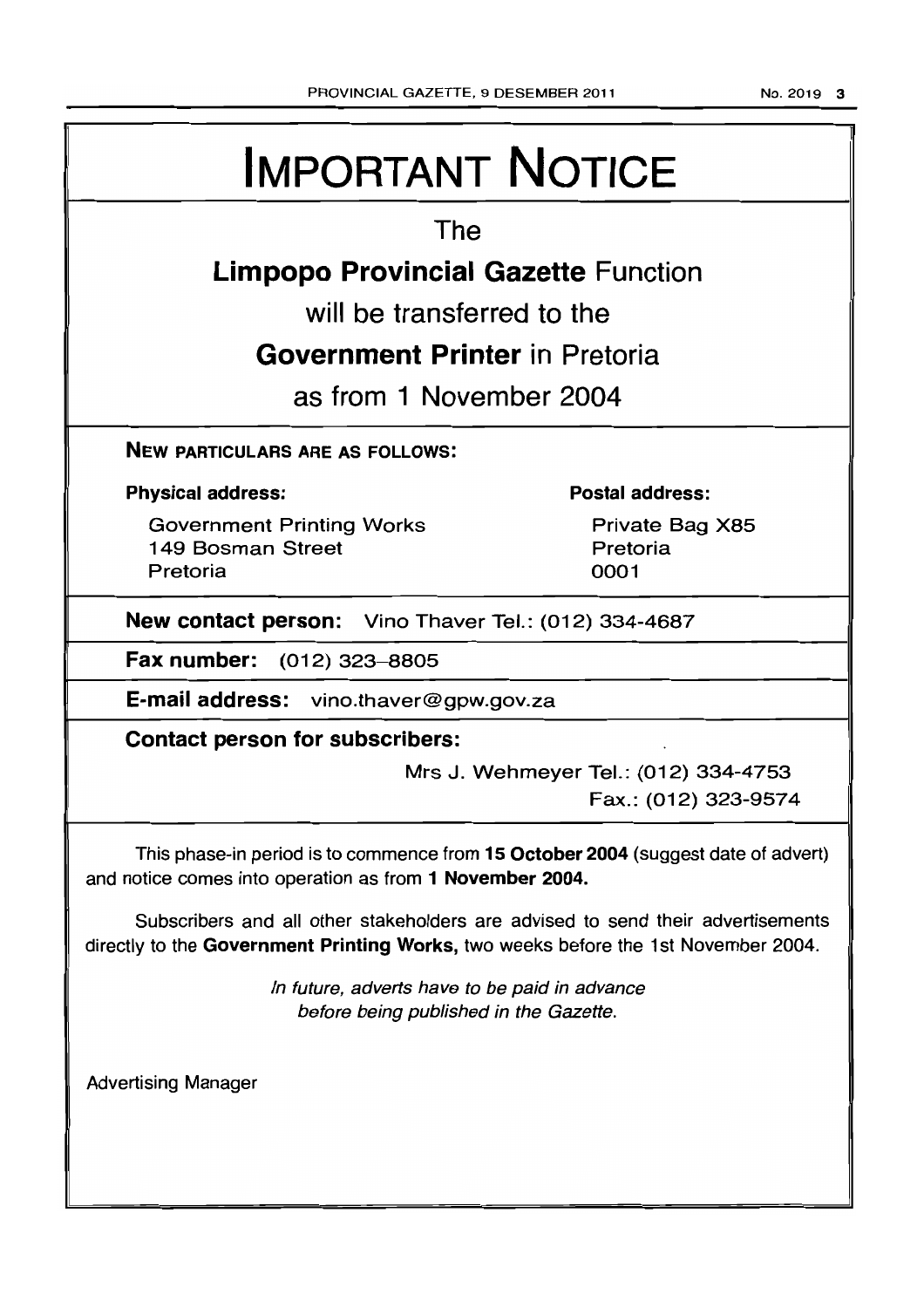# IMPORTANT NOTICE

The

**Limpopo Provincial Gazette** Function

will be transferred to the

**Government Printer** in Pretoria

as from 1 November 2004

**NEW PARTICULARS ARE AS FOLLOWS:**

**Physical address:**

Government Printing Works
149 Bosman Street
Pretoria

**Postal address:**

Private Bag X85
Pretoria
0001

**New contact person:** Vino Thaver Tel.: (012) 334-4687

**Fax number:** (012) 323-8805

**E-mail address:** vino.thaver@gpw.gov.za

**Contact person for subscribers:**

Mrs J. Wehmeyer Tel.: (012) 334-4753
Fax.: (012) 323-9574

This phase-in period is to commence from **15 October 2004** (suggest date of advert) and notice comes into operation as from **1 November 2004.**

Subscribers and all other stakeholders are advised to send their advertisements directly to the **Government Printing Works,** two weeks before the 1st November 2004.

*In future, adverts have to be paid in advance before being published in the Gazette.*

Advertising Manager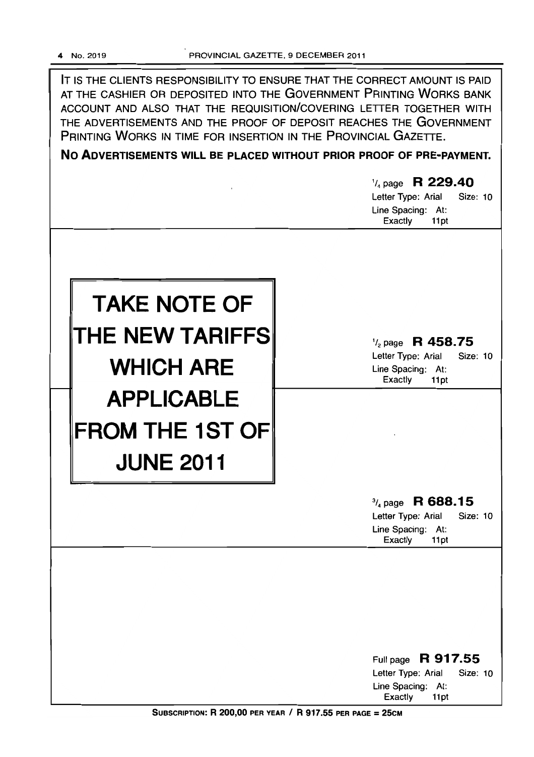IT IS THE CLIENTS RESPONSIBILITY TO ENSURE THAT THE CORRECT AMOUNT IS PAID AT THE CASHIER OR DEPOSITED INTO THE GOVERNMENT PRINTING WORKS BANK ACCOUNT AND ALSO THAT THE REQUISITION/COVERING LETTER TOGETHER WITH THE ADVERTISEMENTS AND THE PROOF OF DEPOSIT REACHES THE GOVERNMENT PRINTING WORKS IN TIME FOR INSERTION IN THE PROVINCIAL GAZETTE.

**NO ADVERTISEMENTS WILL BE PLACED WITHOUT PRIOR PROOF OF PRE-PAYMENT.**

# TAKE NOTE OF THE NEW TARIFFS WHICH ARE APPLICABLE FROM THE 1ST OF JUNE 2011

| Size | Tariff | Letter Type | Size | Line Spacing |
|---|---|---|---|---|
| 1/4 page | **R 229.40** | Arial | 10 | At: Exactly 11pt |
| 1/2 page | **R 458.75** | Arial | 10 | At: Exactly 11pt |
| 3/4 page | **R 688.15** | Arial | 10 | At: Exactly 11pt |
| Full page | **R 917.55** | Arial | 10 | At: Exactly 11pt |

**SUBSCRIPTION: R 200,00 PER YEAR / R 917.55 PER PAGE = 25CM**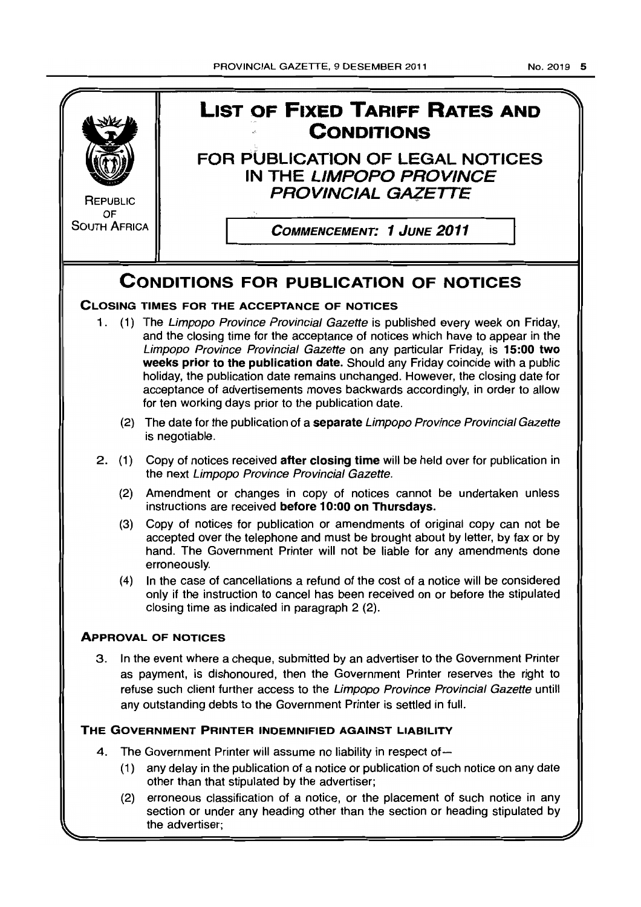REPUBLIC OF SOUTH AFRICA

# LIST OF FIXED TARIFF RATES AND CONDITIONS

## FOR PUBLICATION OF LEGAL NOTICES IN THE *LIMPOPO PROVINCE PROVINCIAL GAZETTE*

**COMMENCEMENT: 1 JUNE 2011**

# CONDITIONS FOR PUBLICATION OF NOTICES

### CLOSING TIMES FOR THE ACCEPTANCE OF NOTICES

1. (1) The *Limpopo Province Provincial Gazette* is published every week on Friday, and the closing time for the acceptance of notices which have to appear in the *Limpopo Province Provincial Gazette* on any particular Friday, is **15:00 two weeks prior to the publication date.** Should any Friday coincide with a public holiday, the publication date remains unchanged. However, the closing date for acceptance of advertisements moves backwards accordingly, in order to allow for ten working days prior to the publication date.

   (2) The date for the publication of a **separate** *Limpopo Province Provincial Gazette* is negotiable.

2. (1) Copy of notices received **after closing time** will be held over for publication in the next *Limpopo Province Provincial Gazette.*

   (2) Amendment or changes in copy of notices cannot be undertaken unless instructions are received **before 10:00 on Thursdays.**

   (3) Copy of notices for publication or amendments of original copy can not be accepted over the telephone and must be brought about by letter, by fax or by hand. The Government Printer will not be liable for any amendments done erroneously.

   (4) In the case of cancellations a refund of the cost of a notice will be considered only if the instruction to cancel has been received on or before the stipulated closing time as indicated in paragraph 2 (2).

### APPROVAL OF NOTICES

3. In the event where a cheque, submitted by an advertiser to the Government Printer as payment, is dishonoured, then the Government Printer reserves the right to refuse such client further access to the *Limpopo Province Provincial Gazette* untill any outstanding debts to the Government Printer is settled in full.

### THE GOVERNMENT PRINTER INDEMNIFIED AGAINST LIABILITY

4. The Government Printer will assume no liability in respect of—

   (1) any delay in the publication of a notice or publication of such notice on any date other than that stipulated by the advertiser;

   (2) erroneous classification of a notice, or the placement of such notice in any section or under any heading other than the section or heading stipulated by the advertiser;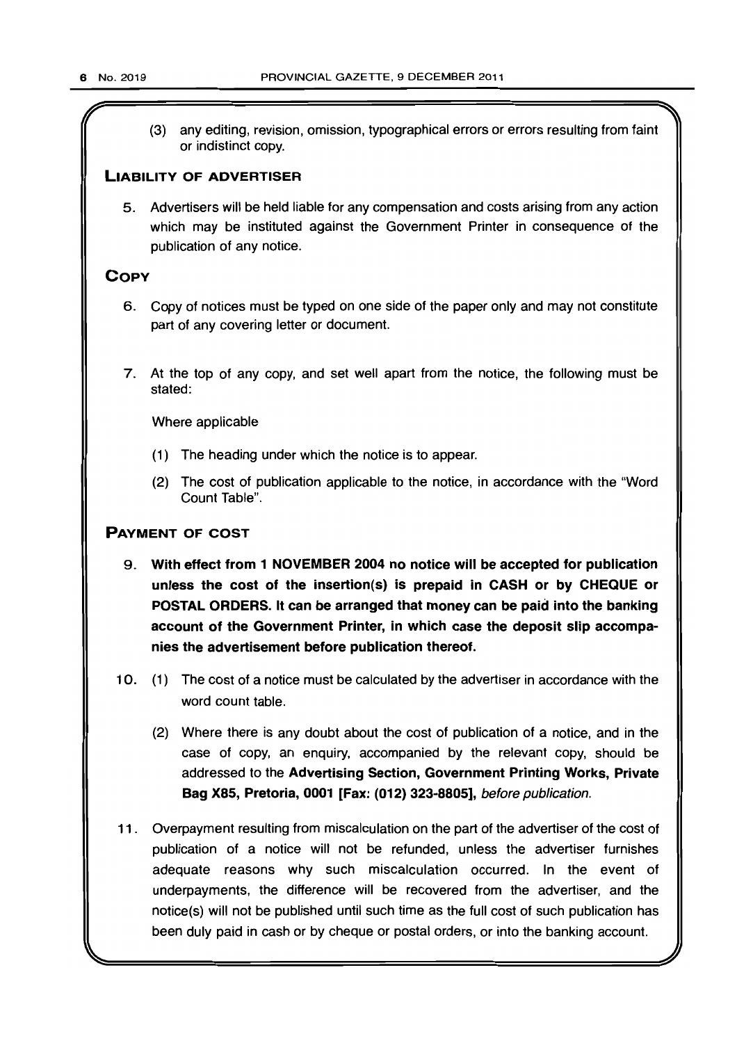(3) any editing, revision, omission, typographical errors or errors resulting from faint or indistinct copy.

## LIABILITY OF ADVERTISER

5. Advertisers will be held liable for any compensation and costs arising from any action which may be instituted against the Government Printer in consequence of the publication of any notice.

## COPY

6. Copy of notices must be typed on one side of the paper only and may not constitute part of any covering letter or document.

7. At the top of any copy, and set well apart from the notice, the following must be stated:

   Where applicable

   (1) The heading under which the notice is to appear.

   (2) The cost of publication applicable to the notice, in accordance with the "Word Count Table".

## PAYMENT OF COST

9. **With effect from 1 NOVEMBER 2004 no notice will be accepted for publication unless the cost of the insertion(s) is prepaid in CASH or by CHEQUE or POSTAL ORDERS. It can be arranged that money can be paid into the banking account of the Government Printer, in which case the deposit slip accompanies the advertisement before publication thereof.**

10. (1) The cost of a notice must be calculated by the advertiser in accordance with the word count table.

    (2) Where there is any doubt about the cost of publication of a notice, and in the case of copy, an enquiry, accompanied by the relevant copy, should be addressed to the **Advertising Section, Government Printing Works, Private Bag X85, Pretoria, 0001 [Fax: (012) 323-8805],** *before publication.*

11. Overpayment resulting from miscalculation on the part of the advertiser of the cost of publication of a notice will not be refunded, unless the advertiser furnishes adequate reasons why such miscalculation occurred. In the event of underpayments, the difference will be recovered from the advertiser, and the notice(s) will not be published until such time as the full cost of such publication has been duly paid in cash or by cheque or postal orders, or into the banking account.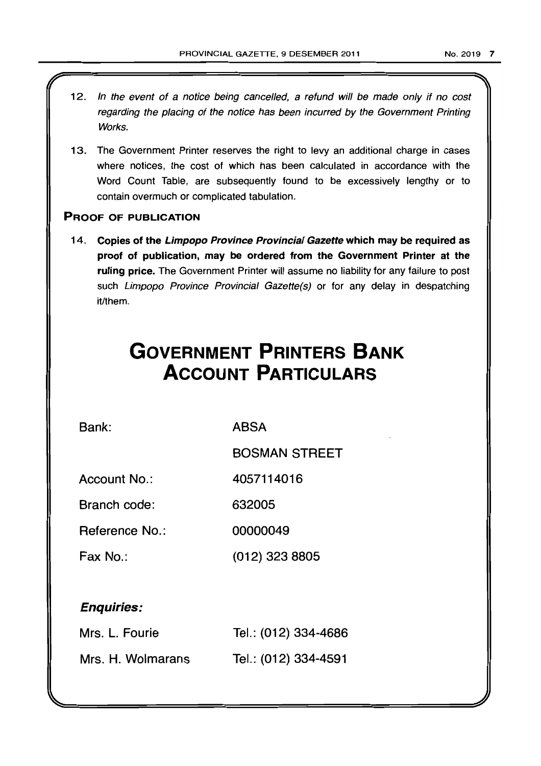12. *In the event of a notice being cancelled, a refund will be made only if no cost regarding the placing of the notice has been incurred by the Government Printing Works.*

13. The Government Printer reserves the right to levy an additional charge in cases where notices, the cost of which has been calculated in accordance with the Word Count Table, are subsequently found to be excessively lengthy or to contain overmuch or complicated tabulation.

## PROOF OF PUBLICATION

14. **Copies of the *Limpopo Province Provincial Gazette* which may be required as proof of publication, may be ordered from the Government Printer at the ruling price.** The Government Printer will assume no liability for any failure to post such *Limpopo Province Provincial Gazette(s)* or for any delay in despatching it/them.

# GOVERNMENT PRINTERS BANK ACCOUNT PARTICULARS

| | |
|---|---|
| Bank: | ABSA |
| | BOSMAN STREET |
| Account No.: | 4057114016 |
| Branch code: | 632005 |
| Reference No.: | 00000049 |
| Fax No.: | (012) 323 8805 |

***Enquiries:***

| | |
|---|---|
| Mrs. L. Fourie | Tel.: (012) 334-4686 |
| Mrs. H. Wolmarans | Tel.: (012) 334-4591 |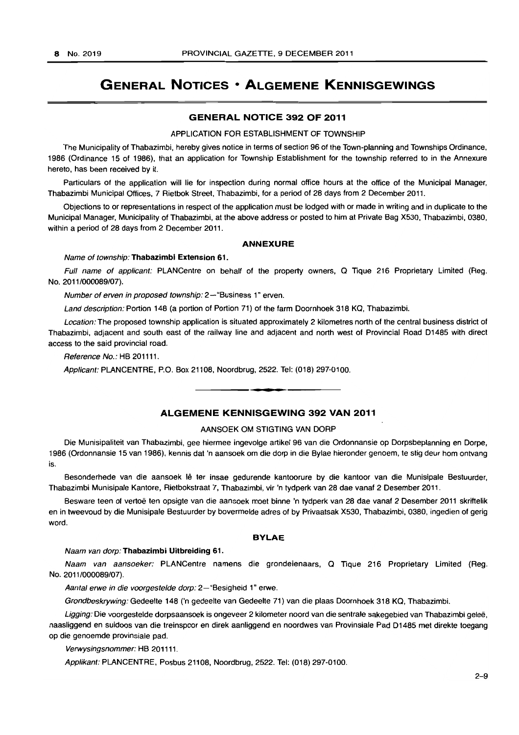# GENERAL NOTICES • ALGEMENE KENNISGEWINGS

## GENERAL NOTICE 392 OF 2011

APPLICATION FOR ESTABLISHMENT OF TOWNSHIP

The Municipality of Thabazimbi, hereby gives notice in terms of section 96 of the Town-planning and Townships Ordinance, 1986 (Ordinance 15 of 1986), that an application for Township Establishment for the township referred to in the Annexure hereto, has been received by it.

Particulars of the application will lie for inspection during normal office hours at the office of the Municipal Manager, Thabazimbi Municipal Offices, 7 Rietbok Street, Thabazimbi, for a period of 28 days from 2 December 2011.

Objections to or representations in respect of the application must be lodged with or made in writing and in duplicate to the Municipal Manager, Municipality of Thabazimbi, at the above address or posted to him at Private Bag X530, Thabazimbi, 0380, within a period of 28 days from 2 December 2011.

### ANNEXURE

*Name of township:* **Thabazimbi Extension 61.**

*Full name of applicant:* PLANCentre on behalf of the property owners, Q Tique 216 Proprietary Limited (Reg. No. 2011/000089/07).

*Number of erven in proposed township:* 2—"Business 1" erven.

*Land description:* Portion 148 (a portion of Portion 71) of the farm Doornhoek 318 KQ, Thabazimbi.

*Location:* The proposed township application is situated approximately 2 kilometres north of the central business district of Thabazimbi, adjacent and south east of the railway line and adjacent and north west of Provincial Road D1485 with direct access to the said provincial road.

*Reference No.:* HB 201111.

*Applicant:* PLANCENTRE, P.O. Box 21108, Noordbrug, 2522. Tel: (018) 297-0100.

---

## ALGEMENE KENNISGEWING 392 VAN 2011

AANSOEK OM STIGTING VAN DORP

Die Munisipaliteit van Thabazimbi, gee hiermee ingevolge artikel 96 van die Ordonnansie op Dorpsbeplanning en Dorpe, 1986 (Ordonnansie 15 van 1986), kennis dat 'n aansoek om die dorp in die Bylae hieronder genoem, te stig deur hom ontvang is.

Besonderhede van die aansoek lê ter insae gedurende kantoorure by die kantoor van die Munisipale Bestuurder, Thabazimbi Munisipale Kantore, Rietbokstraat 7, Thabazimbi, vir 'n tydperk van 28 dae vanaf 2 Desember 2011.

Besware teen of vertoë ten opsigte van die aansoek moet binne 'n tydperk van 28 dae vanaf 2 Desember 2011 skriftelik en in tweevoud by die Munisipale Bestuurder by bovermelde adres of by Privaatsak X530, Thabazimbi, 0380, ingedien of gerig word.

### BYLAE

*Naam van dorp:* **Thabazimbi Uitbreiding 61.**

*Naam van aansoeker:* PLANCentre namens die grondeienaars, Q Tique 216 Proprietary Limited (Reg. No. 2011/000089/07).

*Aantal erwe in die voorgestelde dorp:* 2—"Besigheid 1" erwe.

*Grondbeskrywing:* Gedeelte 148 ('n gedeelte van Gedeelte 71) van die plaas Doornhoek 318 KQ, Thabazimbi.

*Ligging:* Die voorgestelde dorpsaansoek is ongeveer 2 kilometer noord van die sentrale sakegebied van Thabazimbi geleë, naasliggend en suidoos van die treinspoor en direk aanliggend en noordwes van Provinsiale Pad D1485 met direkte toegang op die genoemde provinsiale pad.

*Verwysingsnommer:* HB 201111.

*Applikant:* PLANCENTRE, Posbus 21108, Noordbrug, 2522. Tel: (018) 297-0100.

2–9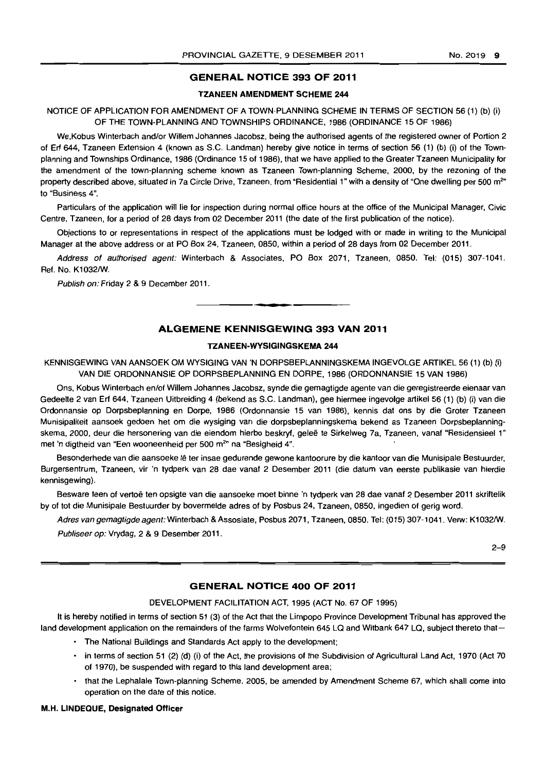## GENERAL NOTICE 393 OF 2011

### TZANEEN AMENDMENT SCHEME 244

NOTICE OF APPLICATION FOR AMENDMENT OF A TOWN-PLANNING SCHEME IN TERMS OF SECTION 56 (1) (b) (i) OF THE TOWN-PLANNING AND TOWNSHIPS ORDINANCE, 1986 (ORDINANCE 15 OF 1986)

We,Kobus Winterbach and/or Willem Johannes Jacobsz, being the authorised agents of the registered owner of Portion 2 of Erf 644, Tzaneen Extension 4 (known as S.C. Landman) hereby give notice in terms of section 56 (1) (b) (i) of the Town-planning and Townships Ordinance, 1986 (Ordinance 15 of 1986), that we have applied to the Greater Tzaneen Municipality for the amendment of the town-planning scheme known as Tzaneen Town-planning Scheme, 2000, by the rezoning of the property described above, situated in 7a Circle Drive, Tzaneen, from "Residential 1" with a density of "One dwelling per 500 m$^{2}$" to "Business 4".

Particulars of the application will lie for inspection during normal office hours at the office of the Municipal Manager, Civic Centre, Tzaneen, for a period of 28 days from 02 December 2011 (the date of the first publication of the notice).

Objections to or representations in respect of the applications must be lodged with or made in writing to the Municipal Manager at the above address or at PO Box 24, Tzaneen, 0850, within a period of 28 days from 02 December 2011.

*Address of authorised agent:* Winterbach & Associates, PO Box 2071, Tzaneen, 0850. Tel: (015) 307-1041. Ref. No. K1032/W.

*Publish on:* Friday 2 & 9 December 2011.

---

## ALGEMENE KENNISGEWING 393 VAN 2011

### TZANEEN-WYSIGINGSKEMA 244

KENNISGEWING VAN AANSOEK OM WYSIGING VAN 'N DORPSBEPLANNINGSKEMA INGEVOLGE ARTIKEL 56 (1) (b) (i) VAN DIE ORDONNANSIE OP DORPSBEPLANNING EN DORPE, 1986 (ORDONNANSIE 15 VAN 1986)

Ons, Kobus Winterbach en/of Willem Johannes Jacobsz, synde die gemagtigde agente van die geregistreerde eienaar van Gedeelte 2 van Erf 644, Tzaneen Uitbreiding 4 (bekend as S.C. Landman), gee hiermee ingevolge artikel 56 (1) (b) (i) van die Ordonnansie op Dorpsbeplanning en Dorpe, 1986 (Ordonnansie 15 van 1986), kennis dat ons by die Groter Tzaneen Munisipaliteit aansoek gedoen het om die wysiging van die dorpsbeplanningskema bekend as Tzaneen Dorpsbeplanningskema, 2000, deur die hersonering van die eiendom hierbo beskryf, geleë te Sirkelweg 7a, Tzaneen, vanaf "Residensieel 1" met 'n digtheid van "Een wooneenheid per 500 m$^{2}$" na "Besigheid 4".

Besonderhede van die aansoeke lê ter insae gedurende gewone kantoorure by die kantoor van die Munisipale Bestuurder, Burgersentrum, Tzaneen, vir 'n tydperk van 28 dae vanaf 2 Desember 2011 (die datum van eerste publikasie van hierdie kennisgewing).

Besware teen of vertoë ten opsigte van die aansoeke moet binne 'n tydperk van 28 dae vanaf 2 Desember 2011 skriftelik by of tot die Munisipale Bestuurder by bovermelde adres of by Posbus 24, Tzaneen, 0850, ingedien of gerig word.

*Adres van gemagtigde agent:* Winterbach & Assosiate, Posbus 2071, Tzaneen, 0850. Tel: (015) 307-1041. Verw: K1032/W.

*Publiseer op:* Vrydag, 2 & 9 Desember 2011.

2–9

---

## GENERAL NOTICE 400 OF 2011

DEVELOPMENT FACILITATION ACT, 1995 (ACT No. 67 OF 1995)

It is hereby notified in terms of section 51 (3) of the Act that the Limpopo Province Development Tribunal has approved the land development application on the remainders of the farms Wolvefontein 645 LQ and Witbank 647 LQ, subject thereto that—

- The National Buildings and Standards Act apply to the development;
- in terms of section 51 (2) (d) (i) of the Act, the provisions of the Subdivision of Agricultural Land Act, 1970 (Act 70 of 1970), be suspended with regard to this land development area;
- that the Lephalale Town-planning Scheme, 2005, be amended by Amendment Scheme 67, which shall come into operation on the date of this notice.

**M.H. LINDEQUE, Designated Officer**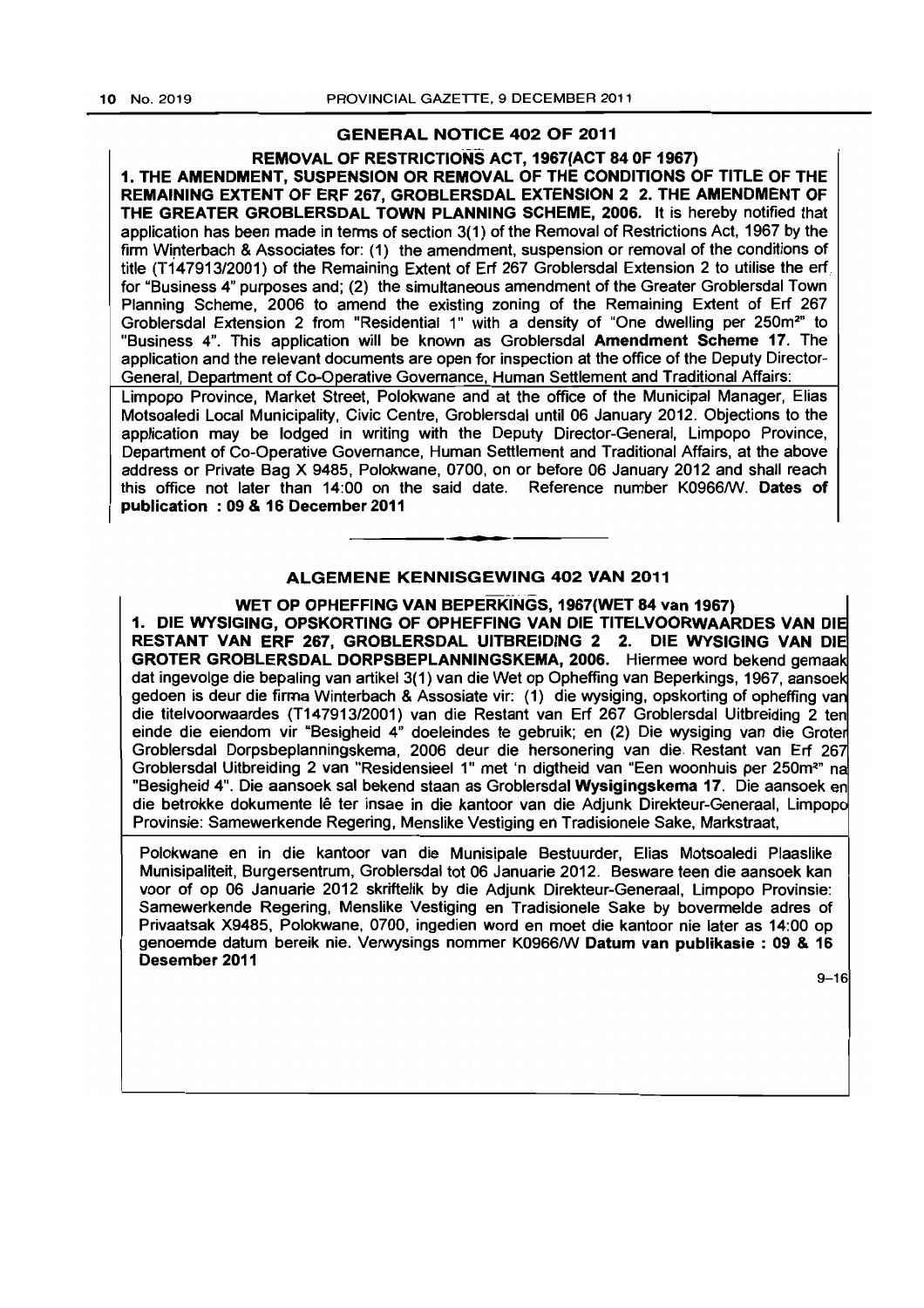## GENERAL NOTICE 402 OF 2011

**REMOVAL OF RESTRICTIONS ACT, 1967(ACT 84 OF 1967)**

**1. THE AMENDMENT, SUSPENSION OR REMOVAL OF THE CONDITIONS OF TITLE OF THE REMAINING EXTENT OF ERF 267, GROBLERSDAL EXTENSION 2 2. THE AMENDMENT OF THE GREATER GROBLERSDAL TOWN PLANNING SCHEME, 2006.** It is hereby notified that application has been made in terms of section 3(1) of the Removal of Restrictions Act, 1967 by the firm Winterbach & Associates for: (1) the amendment, suspension or removal of the conditions of title (T147913/2001) of the Remaining Extent of Erf 267 Groblersdal Extension 2 to utilise the erf for "Business 4" purposes and; (2) the simultaneous amendment of the Greater Groblersdal Town Planning Scheme, 2006 to amend the existing zoning of the Remaining Extent of Erf 267 Groblersdal Extension 2 from "Residential 1" with a density of "One dwelling per 250m²" to "Business 4". This application will be known as Groblersdal **Amendment Scheme 17**. The application and the relevant documents are open for inspection at the office of the Deputy Director-General, Department of Co-Operative Governance, Human Settlement and Traditional Affairs: Limpopo Province, Market Street, Polokwane and at the office of the Municipal Manager, Elias Motsoaledi Local Municipality, Civic Centre, Groblersdal until 06 January 2012. Objections to the application may be lodged in writing with the Deputy Director-General, Limpopo Province, Department of Co-Operative Governance, Human Settlement and Traditional Affairs, at the above address or Private Bag X 9485, Polokwane, 0700, on or before 06 January 2012 and shall reach this office not later than 14:00 on the said date. Reference number K0966/W. **Dates of publication : 09 & 16 December 2011**

## ALGEMENE KENNISGEWING 402 VAN 2011

**WET OP OPHEFFING VAN BEPERKINGS, 1967(WET 84 van 1967)**

**1. DIE WYSIGING, OPSKORTING OF OPHEFFING VAN DIE TITELVOORWAARDES VAN DIE RESTANT VAN ERF 267, GROBLERSDAL UITBREIDING 2 2. DIE WYSIGING VAN DIE GROTER GROBLERSDAL DORPSBEPLANNINGSKEMA, 2006.** Hiermee word bekend gemaak dat ingevolge die bepaling van artikel 3(1) van die Wet op Opheffing van Beperkings, 1967, aansoek gedoen is deur die firma Winterbach & Assosiate vir: (1) die wysiging, opskorting of opheffing van die titelvoorwaardes (T147913/2001) van die Restant van Erf 267 Groblersdal Uitbreiding 2 ten einde die eiendom vir "Besigheid 4" doeleindes te gebruik; en (2) Die wysiging van die Groter Groblersdal Dorpsbeplanningskema, 2006 deur die hersonering van die Restant van Erf 267 Groblersdal Uitbreiding 2 van "Residensieel 1" met 'n digtheid van "Een woonhuis per 250m²" na "Besigheid 4". Die aansoek sal bekend staan as Groblersdal **Wysigingskema 17**. Die aansoek en die betrokke dokumente lê ter insae in die kantoor van die Adjunk Direkteur-Generaal, Limpopo Provinsie: Samewerkende Regering, Menslike Vestiging en Tradisionele Sake, Markstraat, Polokwane en in die kantoor van die Munisipale Bestuurder, Elias Motsoaledi Plaaslike Munisipaliteit, Burgersentrum, Groblersdal tot 06 Januarie 2012. Besware teen die aansoek kan voor of op 06 Januarie 2012 skriftelik by die Adjunk Direkteur-Generaal, Limpopo Provinsie: Samewerkende Regering, Menslike Vestiging en Tradisionele Sake by bovermelde adres of Privaatsak X9485, Polokwane, 0700, ingedien word en moet die kantoor nie later as 14:00 op genoemde datum bereik nie. Verwysings nommer K0966/W **Datum van publikasie : 09 & 16 Desember 2011**

9–16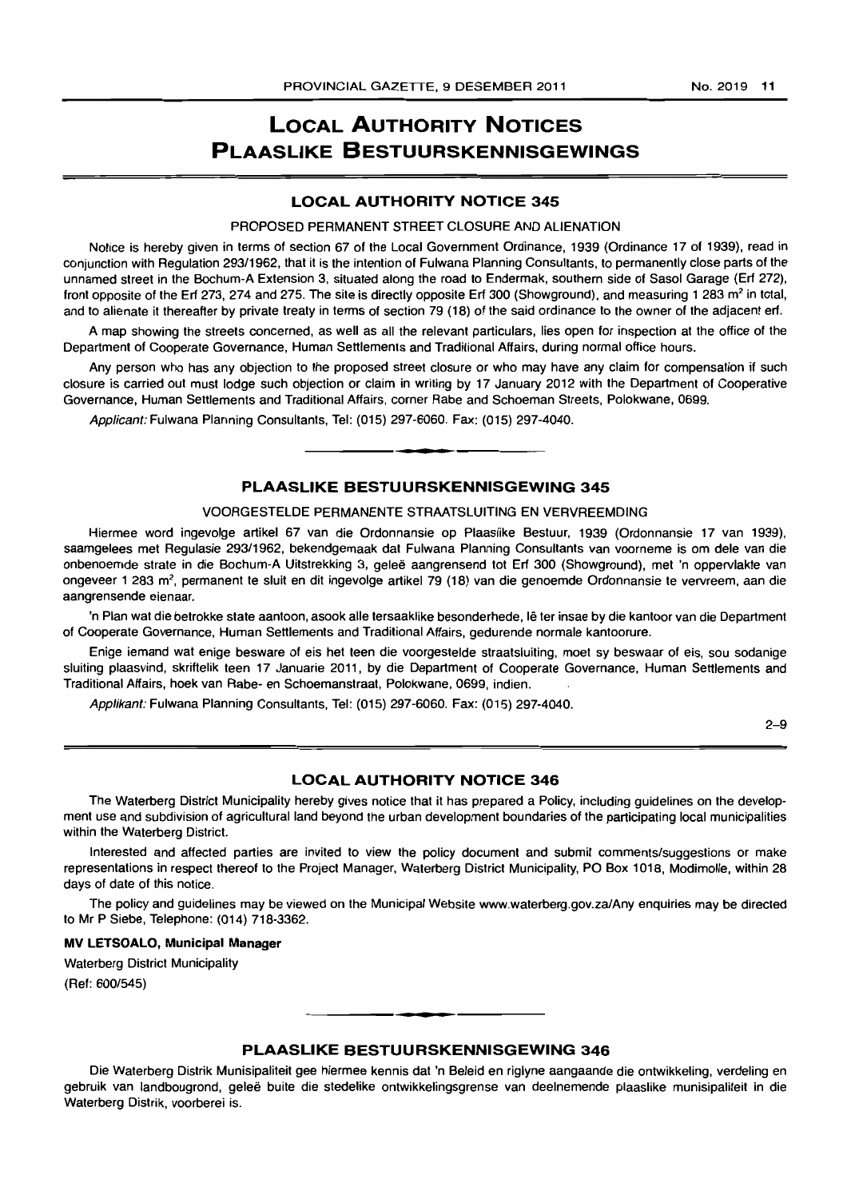# LOCAL AUTHORITY NOTICES
# PLAASLIKE BESTUURSKENNISGEWINGS

## LOCAL AUTHORITY NOTICE 345

PROPOSED PERMANENT STREET CLOSURE AND ALIENATION

Notice is hereby given in terms of section 67 of the Local Government Ordinance, 1939 (Ordinance 17 of 1939), read in conjunction with Regulation 293/1962, that it is the intention of Fulwana Planning Consultants, to permanently close parts of the unnamed street in the Bochum-A Extension 3, situated along the road to Endermak, southern side of Sasol Garage (Erf 272), front opposite of the Erf 273, 274 and 275. The site is directly opposite Erf 300 (Showground), and measuring 1 283 m$^2$ in total, and to alienate it thereafter by private treaty in terms of section 79 (18) of the said ordinance to the owner of the adjacent erf.

A map showing the streets concerned, as well as all the relevant particulars, lies open for inspection at the office of the Department of Cooperate Governance, Human Settlements and Traditional Affairs, during normal office hours.

Any person who has any objection to the proposed street closure or who may have any claim for compensation if such closure is carried out must lodge such objection or claim in writing by 17 January 2012 with the Department of Cooperative Governance, Human Settlements and Traditional Affairs, corner Rabe and Schoeman Streets, Polokwane, 0699.

*Applicant:* Fulwana Planning Consultants, Tel: (015) 297-6060. Fax: (015) 297-4040.

## PLAASLIKE BESTUURSKENNISGEWING 345

VOORGESTELDE PERMANENTE STRAATSLUITING EN VERVREEMDING

Hiermee word ingevolge artikel 67 van die Ordonnansie op Plaaslike Bestuur, 1939 (Ordonnansie 17 van 1939), saamgelees met Regulasie 293/1962, bekendgemaak dat Fulwana Planning Consultants van voorneme is om dele van die onbenoemde strate in die Bochum-A Uitstrekking 3, geleë aangrensend tot Erf 300 (Showground), met 'n oppervlakte van ongeveer 1 283 m$^2$, permanent te sluit en dit ingevolge artikel 79 (18) van die genoemde Ordonnansie te vervreem, aan die aangrensende eienaar.

'n Plan wat die betrokke state aantoon, asook alle tersaaklike besonderhede, lê ter insae by die kantoor van die Department of Cooperate Governance, Human Settlements and Traditional Affairs, gedurende normale kantoorure.

Enige iemand wat enige besware of eis het teen die voorgestelde straatsluiting, moet sy beswaar of eis, sou sodanige sluiting plaasvind, skriftelik teen 17 Januarie 2011, by die Department of Cooperate Governance, Human Settlements and Traditional Affairs, hoek van Rabe- en Schoemanstraat, Polokwane, 0699, indien.

*Applikant:* Fulwana Planning Consultants, Tel: (015) 297-6060. Fax: (015) 297-4040.

2–9

## LOCAL AUTHORITY NOTICE 346

The Waterberg District Municipality hereby gives notice that it has prepared a Policy, including guidelines on the development use and subdivision of agricultural land beyond the urban development boundaries of the participating local municipalities within the Waterberg District.

Interested and affected parties are invited to view the policy document and submit comments/suggestions or make representations in respect thereof to the Project Manager, Waterberg District Municipality, PO Box 1018, Modimolle, within 28 days of date of this notice.

The policy and guidelines may be viewed on the Municipal Website www.waterberg.gov.za/Any enquiries may be directed to Mr P Siebe, Telephone: (014) 718-3362.

**MV LETSOALO, Municipal Manager**

Waterberg District Municipality

(Ref: 600/545)

## PLAASLIKE BESTUURSKENNISGEWING 346

Die Waterberg Distrik Munisipaliteit gee hiermee kennis dat 'n Beleid en riglyne aangaande die ontwikkeling, verdeling en gebruik van landbougrond, geleë buite die stedelike ontwikkelingsgrense van deelnemende plaaslike munisipaliteit in die Waterberg Distrik, voorberei is.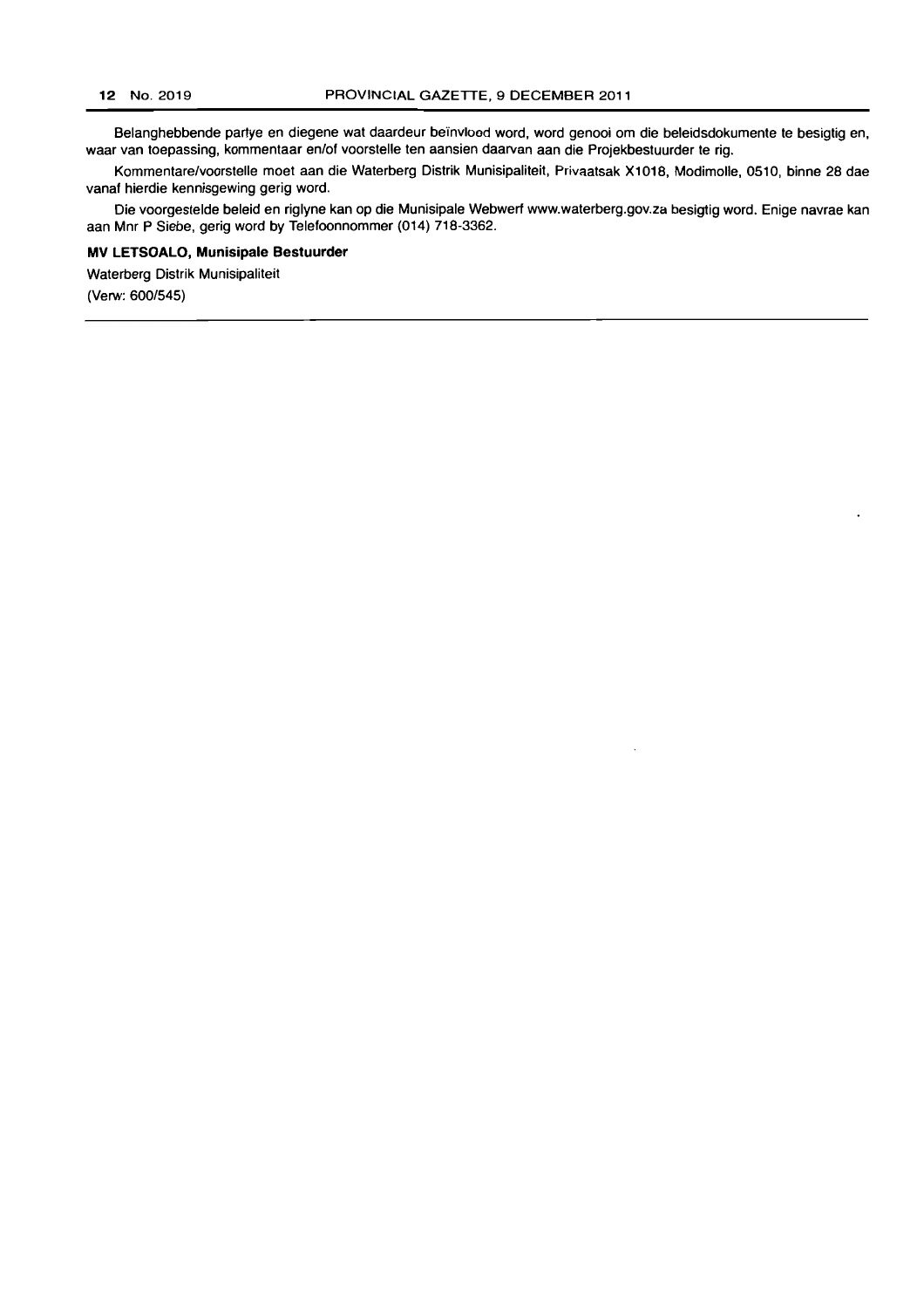Belanghebbende partye en diegene wat daardeur beïnvloed word, word genooi om die beleidsdokumente te besigtig en, waar van toepassing, kommentaar en/of voorstelle ten aansien daarvan aan die Projekbestuurder te rig.

Kommentare/voorstelle moet aan die Waterberg Distrik Munisipaliteit, Privaatsak X1018, Modimolle, 0510, binne 28 dae vanaf hierdie kennisgewing gerig word.

Die voorgestelde beleid en riglyne kan op die Munisipale Webwerf www.waterberg.gov.za besigtig word. Enige navrae kan aan Mnr P Siebe, gerig word by Telefoonnommer (014) 718-3362.

**MV LETSOALO, Munisipale Bestuurder**

Waterberg Distrik Munisipaliteit

(Verw: 600/545)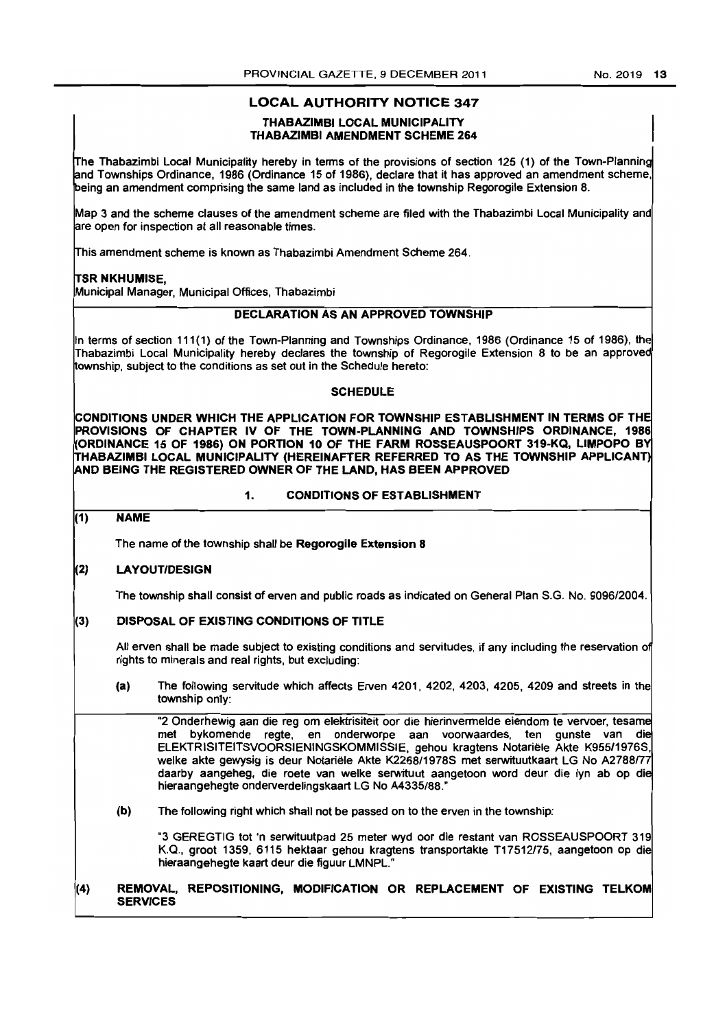## LOCAL AUTHORITY NOTICE 347

### THABAZIMBI LOCAL MUNICIPALITY
### THABAZIMBI AMENDMENT SCHEME 264

The Thabazimbi Local Municipality hereby in terms of the provisions of section 125 (1) of the Town-Planning and Townships Ordinance, 1986 (Ordinance 15 of 1986), declare that it has approved an amendment scheme, being an amendment comprising the same land as included in the township Regorogile Extension 8.

Map 3 and the scheme clauses of the amendment scheme are filed with the Thabazimbi Local Municipality and are open for inspection at all reasonable times.

This amendment scheme is known as Thabazimbi Amendment Scheme 264.

**TSR NKHUMISE,**
Municipal Manager, Municipal Offices, Thabazimbi

### DECLARATION AS AN APPROVED TOWNSHIP

In terms of section 111(1) of the Town-Planning and Townships Ordinance, 1986 (Ordinance 15 of 1986), the Thabazimbi Local Municipality hereby declares the township of Regorogile Extension 8 to be an approved township, subject to the conditions as set out in the Schedule hereto:

### SCHEDULE

**CONDITIONS UNDER WHICH THE APPLICATION FOR TOWNSHIP ESTABLISHMENT IN TERMS OF THE PROVISIONS OF CHAPTER IV OF THE TOWN-PLANNING AND TOWNSHIPS ORDINANCE, 1986 (ORDINANCE 15 OF 1986) ON PORTION 10 OF THE FARM ROSSEAUSPOORT 319-KQ, LIMPOPO BY THABAZIMBI LOCAL MUNICIPALITY (HEREINAFTER REFERRED TO AS THE TOWNSHIP APPLICANT) AND BEING THE REGISTERED OWNER OF THE LAND, HAS BEEN APPROVED**

#### 1. CONDITIONS OF ESTABLISHMENT

**(1) NAME**

The name of the township shall be **Regorogile Extension 8**

**(2) LAYOUT/DESIGN**

The township shall consist of erven and public roads as indicated on General Plan S.G. No. 9096/2004.

**(3) DISPOSAL OF EXISTING CONDITIONS OF TITLE**

All erven shall be made subject to existing conditions and servitudes, if any including the reservation of rights to minerals and real rights, but excluding:

**(a)** The following servitude which affects Erven 4201, 4202, 4203, 4205, 4209 and streets in the township only:

"2 Onderhewig aan die reg om elektrisiteit oor die hierinvermelde eiendom te vervoer, tesame met bykomende regte, en onderworpe aan voorwaardes, ten gunste van die ELEKTRISITEITSVOORSIENINGSKOMMISSIE, gehou kragtens Notariële Akte K955/1976S, welke akte gewysig is deur Notariële Akte K2268/1978S met serwituutkaart LG No A2788/77 daarby aangeheg, die roete van welke serwituut aangetoon word deur die lyn ab op die hieraangehegte onderverdelingskaart LG No A4335/88."

**(b)** The following right which shall not be passed on to the erven in the township:

"3 GEREGTIG tot 'n serwituutpad 25 meter wyd oor die restant van ROSSEAUSPOORT 319 K.Q., groot 1359, 6115 hektaar gehou kragtens transportakte T17512/75, aangetoon op die hieraangehegte kaart deur die figuur LMNPL."

**(4) REMOVAL, REPOSITIONING, MODIFICATION OR REPLACEMENT OF EXISTING TELKOM SERVICES**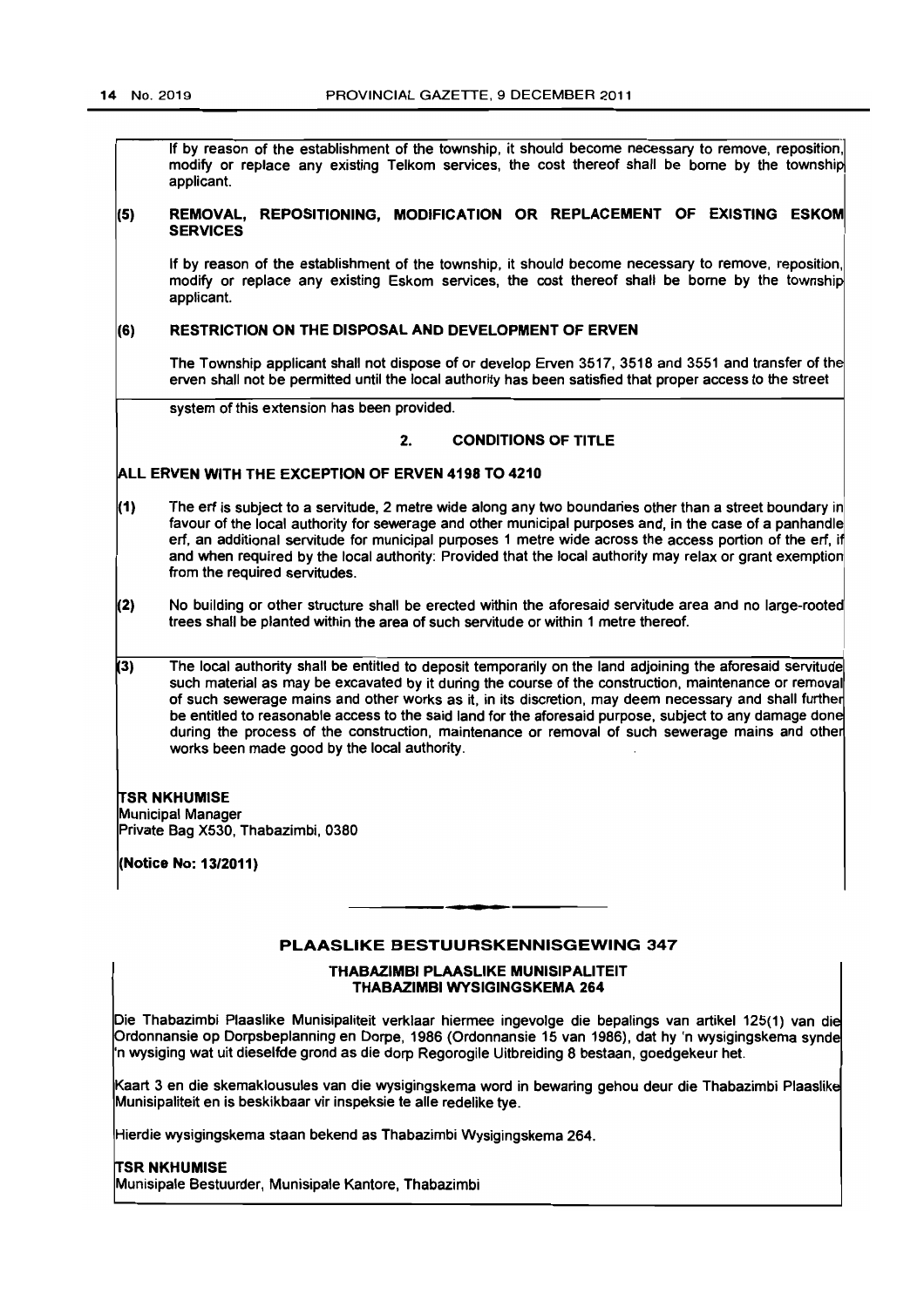If by reason of the establishment of the township, it should become necessary to remove, reposition, modify or replace any existing Telkom services, the cost thereof shall be borne by the township applicant.

**(5) REMOVAL, REPOSITIONING, MODIFICATION OR REPLACEMENT OF EXISTING ESKOM SERVICES**

If by reason of the establishment of the township, it should become necessary to remove, reposition, modify or replace any existing Eskom services, the cost thereof shall be borne by the township applicant.

**(6) RESTRICTION ON THE DISPOSAL AND DEVELOPMENT OF ERVEN**

The Township applicant shall not dispose of or develop Erven 3517, 3518 and 3551 and transfer of the erven shall not be permitted until the local authority has been satisfied that proper access to the street system of this extension has been provided.

**2. CONDITIONS OF TITLE**

**ALL ERVEN WITH THE EXCEPTION OF ERVEN 4198 TO 4210**

(1) The erf is subject to a servitude, 2 metre wide along any two boundaries other than a street boundary in favour of the local authority for sewerage and other municipal purposes and, in the case of a panhandle erf, an additional servitude for municipal purposes 1 metre wide across the access portion of the erf, if and when required by the local authority: Provided that the local authority may relax or grant exemption from the required servitudes.

(2) No building or other structure shall be erected within the aforesaid servitude area and no large-rooted trees shall be planted within the area of such servitude or within 1 metre thereof.

(3) The local authority shall be entitled to deposit temporarily on the land adjoining the aforesaid servitude such material as may be excavated by it during the course of the construction, maintenance or removal of such sewerage mains and other works as it, in its discretion, may deem necessary and shall further be entitled to reasonable access to the said land for the aforesaid purpose, subject to any damage done during the process of the construction, maintenance or removal of such sewerage mains and other works been made good by the local authority.

**TSR NKHUMISE**
Municipal Manager
Private Bag X530, Thabazimbi, 0380

**(Notice No: 13/2011)**

---

## PLAASLIKE BESTUURSKENNISGEWING 347

### THABAZIMBI PLAASLIKE MUNISIPALITEIT
### THABAZIMBI WYSIGINGSKEMA 264

Die Thabazimbi Plaaslike Munisipaliteit verklaar hiermee ingevolge die bepalings van artikel 125(1) van die Ordonnansie op Dorpsbeplanning en Dorpe, 1986 (Ordonnansie 15 van 1986), dat hy 'n wysigingskema synde 'n wysiging wat uit dieselfde grond as die dorp Regorogile Uitbreiding 8 bestaan, goedgekeur het.

Kaart 3 en die skemaklousules van die wysigingskema word in bewaring gehou deur die Thabazimbi Plaaslike Munisipaliteit en is beskikbaar vir inspeksie te alle redelike tye.

Hierdie wysigingskema staan bekend as Thabazimbi Wysigingskema 264.

**TSR NKHUMISE**
Munisipale Bestuurder, Munisipale Kantore, Thabazimbi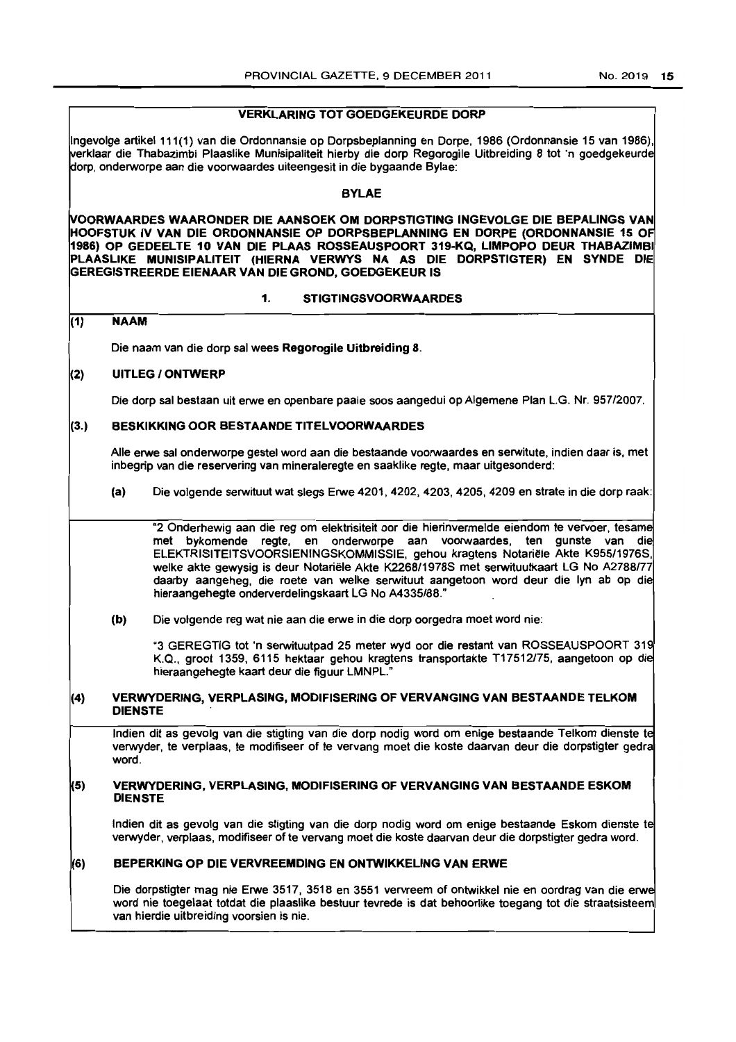## VERKLARING TOT GOEDGEKEURDE DORP

Ingevolge artikel 111(1) van die Ordonnansie op Dorpsbeplanning en Dorpe, 1986 (Ordonnansie 15 van 1986), verklaar die Thabazimbi Plaaslike Munisipaliteit hierby die dorp Regorogile Uitbreiding 8 tot 'n goedgekeurde dorp, onderworpe aan die voorwaardes uiteengesit in die bygaande Bylae:

### BYLAE

**VOORWAARDES WAARONDER DIE AANSOEK OM DORPSTIGTING INGEVOLGE DIE BEPALINGS VAN HOOFSTUK IV VAN DIE ORDONNANSIE OP DORPSBEPLANNING EN DORPE (ORDONNANSIE 15 OF 1986) OP GEDEELTE 10 VAN DIE PLAAS ROSSEAUSPOORT 319-KQ, LIMPOPO DEUR THABAZIMBI PLAASLIKE MUNISIPALITEIT (HIERNA VERWYS NA AS DIE DORPSTIGTER) EN SYNDE DIE GEREGISTREERDE EIENAAR VAN DIE GROND, GOEDGEKEUR IS**

#### 1. STIGTINGSVOORWAARDES

**(1) NAAM**

Die naam van die dorp sal wees **Regorogile Uitbreiding 8**.

**(2) UITLEG / ONTWERP**

Die dorp sal bestaan uit erwe en openbare paaie soos aangedui op Algemene Plan L.G. Nr. 957/2007.

**(3.) BESKIKKING OOR BESTAANDE TITELVOORWAARDES**

Alle erwe sal onderworpe gestel word aan die bestaande voorwaardes en serwitute, indien daar is, met inbegrip van die reservering van mineraleregte en saaklike regte, maar uitgesonderd:

(a) Die volgende serwituut wat slegs Erwe 4201, 4202, 4203, 4205, 4209 en strate in die dorp raak:

"2 Onderhewig aan die reg om elektrisiteit oor die hierinvermelde eiendom te vervoer, tesame met bykomende regte, en onderworpe aan voorwaardes, ten gunste van die ELEKTRISITEITSVOORSIENINGSKOMMISSIE, gehou kragtens Notariële Akte K955/1976S, welke akte gewysig is deur Notariële Akte K2268/1978S met serwituutkaart LG No A2788/77 daarby aangeheg, die roete van welke serwituut aangetoon word deur die lyn ab op die hieraangehegte onderverdelingskaart LG No A4335/88."

(b) Die volgende reg wat nie aan die erwe in die dorp oorgedra moet word nie:

"3 GEREGTIG tot 'n serwituutpad 25 meter wyd oor die restant van ROSSEAUSPOORT 319 K.Q., groot 1359, 6115 hektaar gehou kragtens transportakte T17512/75, aangetoon op die hieraangehegte kaart deur die figuur LMNPL."

**(4) VERWYDERING, VERPLASING, MODIFISERING OF VERVANGING VAN BESTAANDE TELKOM DIENSTE**

Indien dit as gevolg van die stigting van die dorp nodig word om enige bestaande Telkom dienste te verwyder, te verplaas, te modifiseer of te vervang moet die koste daarvan deur die dorpstigter gedra word.

**(5) VERWYDERING, VERPLASING, MODIFISERING OF VERVANGING VAN BESTAANDE ESKOM DIENSTE**

Indien dit as gevolg van die stigting van die dorp nodig word om enige bestaande Eskom dienste te verwyder, verplaas, modifiseer of te vervang moet die koste daarvan deur die dorpstigter gedra word.

**(6) BEPERKING OP DIE VERVREEMDING EN ONTWIKKELING VAN ERWE**

Die dorpstigter mag nie Erwe 3517, 3518 en 3551 vervreem of ontwikkel nie en oordrag van die erwe word nie toegelaat totdat die plaaslike bestuur tevrede is dat behoorlike toegang tot die straatsisteem van hierdie uitbreiding voorsien is nie.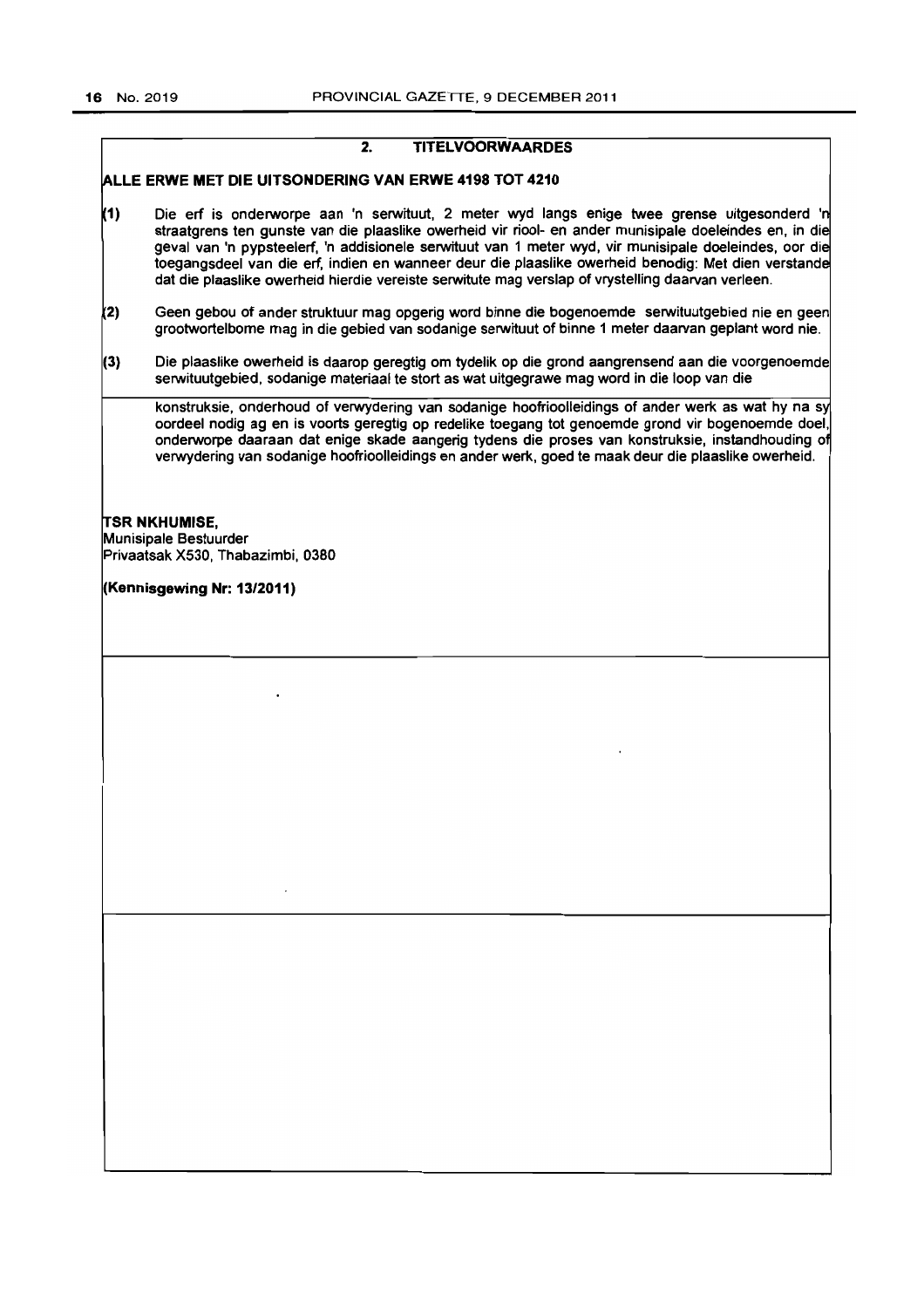## 2. TITELVOORWAARDES

**ALLE ERWE MET DIE UITSONDERING VAN ERWE 4198 TOT 4210**

(1) Die erf is onderworpe aan 'n serwituut, 2 meter wyd langs enige twee grense uitgesonderd 'n straatgrens ten gunste van die plaaslike owerheid vir riool- en ander munisipale doeleindes en, in die geval van 'n pypsteelerf, 'n addisionele serwituut van 1 meter wyd, vir munisipale doeleindes, oor die toegangsdeel van die erf, indien en wanneer deur die plaaslike owerheid benodig: Met dien verstande dat die plaaslike owerheid hierdie vereiste serwitute mag verslap of vrystelling daarvan verleen.

(2) Geen gebou of ander struktuur mag opgerig word binne die bogenoemde serwituutgebied nie en geen grootwortelbome mag in die gebied van sodanige serwituut of binne 1 meter daarvan geplant word nie.

(3) Die plaaslike owerheid is daarop geregtig om tydelik op die grond aangrensend aan die voorgenoemde serwituutgebied, sodanige materiaal te stort as wat uitgegrawe mag word in die loop van die konstruksie, onderhoud of verwydering van sodanige hoofrioolleidings of ander werk as wat hy na sy oordeel nodig ag en is voorts geregtig op redelike toegang tot genoemde grond vir bogenoemde doel, onderworpe daaraan dat enige skade aangerig tydens die proses van konstruksie, instandhouding of verwydering van sodanige hoofrioolleidings en ander werk, goed te maak deur die plaaslike owerheid.

**TSR NKHUMISE,**
Munisipale Bestuurder
Privaatsak X530, Thabazimbi, 0380

**(Kennisgewing Nr: 13/2011)**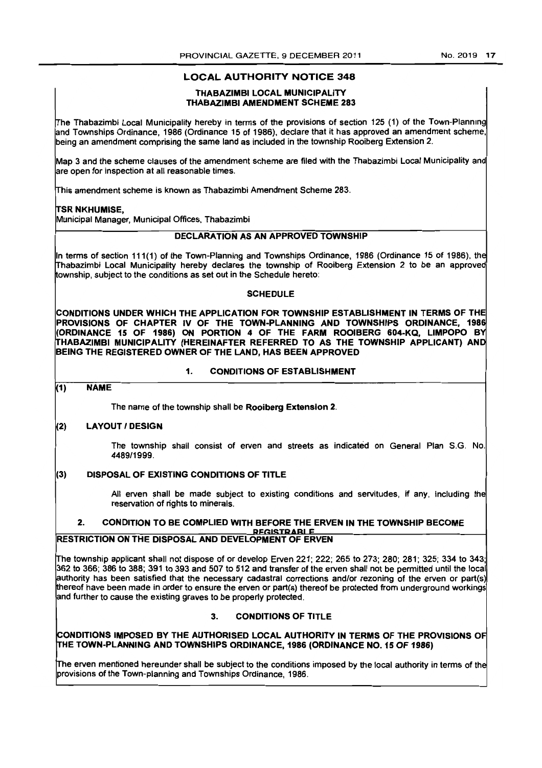## LOCAL AUTHORITY NOTICE 348

### THABAZIMBI LOCAL MUNICIPALITY
### THABAZIMBI AMENDMENT SCHEME 283

The Thabazimbi Local Municipality hereby in terms of the provisions of section 125 (1) of the Town-Planning and Townships Ordinance, 1986 (Ordinance 15 of 1986), declare that it has approved an amendment scheme, being an amendment comprising the same land as included in the township Rooiberg Extension 2.

Map 3 and the scheme clauses of the amendment scheme are filed with the Thabazimbi Local Municipality and are open for inspection at all reasonable times.

This amendment scheme is known as Thabazimbi Amendment Scheme 283.

**TSR NKHUMISE,**
Municipal Manager, Municipal Offices, Thabazimbi

### DECLARATION AS AN APPROVED TOWNSHIP

In terms of section 111(1) of the Town-Planning and Townships Ordinance, 1986 (Ordinance 15 of 1986), the Thabazimbi Local Municipality hereby declares the township of Rooiberg Extension 2 to be an approved township, subject to the conditions as set out in the Schedule hereto:

### SCHEDULE

**CONDITIONS UNDER WHICH THE APPLICATION FOR TOWNSHIP ESTABLISHMENT IN TERMS OF THE PROVISIONS OF CHAPTER IV OF THE TOWN-PLANNING AND TOWNSHIPS ORDINANCE, 1986 (ORDINANCE 15 OF 1986) ON PORTION 4 OF THE FARM ROOIBERG 604-KQ, LIMPOPO BY THABAZIMBI MUNICIPALITY (HEREINAFTER REFERRED TO AS THE TOWNSHIP APPLICANT) AND BEING THE REGISTERED OWNER OF THE LAND, HAS BEEN APPROVED**

#### 1. CONDITIONS OF ESTABLISHMENT

**(1) NAME**

The name of the township shall be **Rooiberg Extension 2**.

**(2) LAYOUT / DESIGN**

The township shall consist of erven and streets as indicated on General Plan S.G. No. 4489/1999.

**(3) DISPOSAL OF EXISTING CONDITIONS OF TITLE**

All erven shall be made subject to existing conditions and servitudes, if any, including the reservation of rights to minerals.

#### 2. CONDITION TO BE COMPLIED WITH BEFORE THE ERVEN IN THE TOWNSHIP BECOME REGISTRABLE

**RESTRICTION ON THE DISPOSAL AND DEVELOPMENT OF ERVEN**

The township applicant shall not dispose of or develop Erven 221; 222; 265 to 273; 280; 281; 325; 334 to 343; 362 to 366; 386 to 388; 391 to 393 and 507 to 512 and transfer of the erven shall not be permitted until the local authority has been satisfied that the necessary cadastral corrections and/or rezoning of the erven or part(s) thereof have been made in order to ensure the erven or part(s) thereof be protected from underground workings and further to cause the existing graves to be properly protected.

#### 3. CONDITIONS OF TITLE

**CONDITIONS IMPOSED BY THE AUTHORISED LOCAL AUTHORITY IN TERMS OF THE PROVISIONS OF THE TOWN-PLANNING AND TOWNSHIPS ORDINANCE, 1986 (ORDINANCE NO. 15 OF 1986)**

The erven mentioned hereunder shall be subject to the conditions imposed by the local authority in terms of the provisions of the Town-planning and Townships Ordinance, 1986.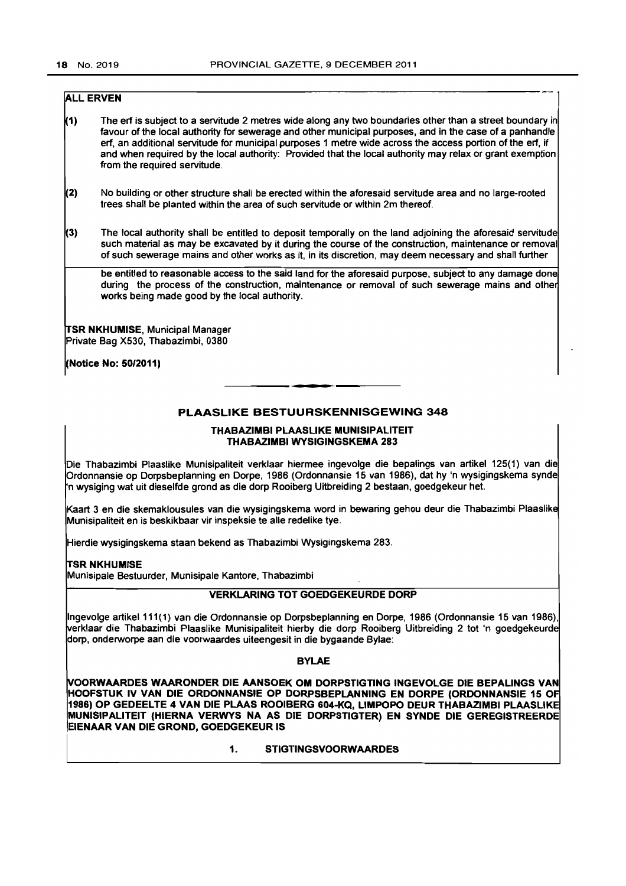**ALL ERVEN**

(1) The erf is subject to a servitude 2 metres wide along any two boundaries other than a street boundary in favour of the local authority for sewerage and other municipal purposes, and in the case of a panhandle erf, an additional servitude for municipal purposes 1 metre wide across the access portion of the erf, if and when required by the local authority: Provided that the local authority may relax or grant exemption from the required servitude.

(2) No building or other structure shall be erected within the aforesaid servitude area and no large-rooted trees shall be planted within the area of such servitude or within 2m thereof.

(3) The local authority shall be entitled to deposit temporally on the land adjoining the aforesaid servitude such material as may be excavated by it during the course of the construction, maintenance or removal of such sewerage mains and other works as it, in its discretion, may deem necessary and shall further be entitled to reasonable access to the said land for the aforesaid purpose, subject to any damage done during the process of the construction, maintenance or removal of such sewerage mains and other works being made good by the local authority.

**TSR NKHUMISE**, Municipal Manager
Private Bag X530, Thabazimbi, 0380

**(Notice No: 50/2011)**

---

## PLAASLIKE BESTUURSKENNISGEWING 348

### THABAZIMBI PLAASLIKE MUNISIPALITEIT
### THABAZIMBI WYSIGINGSKEMA 283

Die Thabazimbi Plaaslike Munisipaliteit verklaar hiermee ingevolge die bepalings van artikel 125(1) van die Ordonnansie op Dorpsbeplanning en Dorpe, 1986 (Ordonnansie 15 van 1986), dat hy 'n wysigingskema synde 'n wysiging wat uit dieselfde grond as die dorp Rooiberg Uitbreiding 2 bestaan, goedgekeur het.

Kaart 3 en die skemaklousules van die wysigingskema word in bewaring gehou deur die Thabazimbi Plaaslike Munisipaliteit en is beskikbaar vir inspeksie te alle redelike tye.

Hierdie wysigingskema staan bekend as Thabazimbi Wysigingskema 283.

**TSR NKHUMISE**
Munisipale Bestuurder, Munisipale Kantore, Thabazimbi

### VERKLARING TOT GOEDGEKEURDE DORP

Ingevolge artikel 111(1) van die Ordonnansie op Dorpsbeplanning en Dorpe, 1986 (Ordonnansie 15 van 1986), verklaar die Thabazimbi Plaaslike Munisipaliteit hierby die dorp Rooiberg Uitbreiding 2 tot 'n goedgekeurde dorp, onderworpe aan die voorwaardes uiteengesit in die bygaande Bylae:

### BYLAE

**VOORWAARDES WAARONDER DIE AANSOEK OM DORPSTIGTING INGEVOLGE DIE BEPALINGS VAN HOOFSTUK IV VAN DIE ORDONNANSIE OP DORPSBEPLANNING EN DORPE (ORDONNANSIE 15 OF 1986) OP GEDEELTE 4 VAN DIE PLAAS ROOIBERG 604-KQ, LIMPOPO DEUR THABAZIMBI PLAASLIKE MUNISIPALITEIT (HIERNA VERWYS NA AS DIE DORPSTIGTER) EN SYNDE DIE GEREGISTREERDE EIENAAR VAN DIE GROND, GOEDGEKEUR IS**

**1. STIGTINGSVOORWAARDES**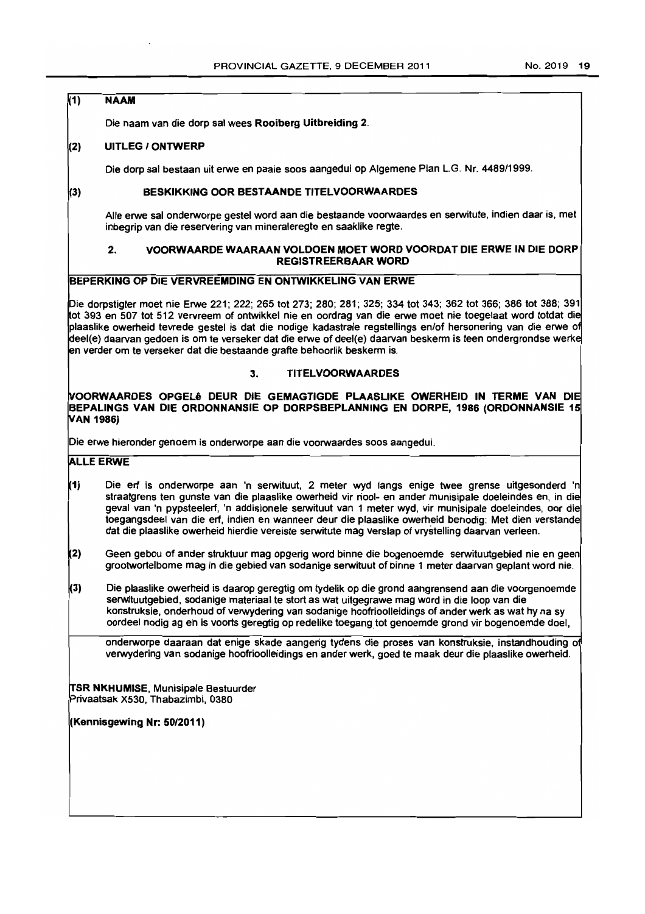## (1) NAAM

Die naam van die dorp sal wees **Rooiberg Uitbreiding 2**.

## (2) UITLEG / ONTWERP

Die dorp sal bestaan uit erwe en paaie soos aangedui op Algemene Plan L.G. Nr. 4489/1999.

## (3) BESKIKKING OOR BESTAANDE TITELVOORWAARDES

Alle erwe sal onderworpe gestel word aan die bestaande voorwaardes en serwitute, indien daar is, met inbegrip van die reservering van mineraleregte en saaklike regte.

## 2. VOORWAARDE WAARAAN VOLDOEN MOET WORD VOORDAT DIE ERWE IN DIE DORP REGISTREERBAAR WORD

**BEPERKING OP DIE VERVREEMDING EN ONTWIKKELING VAN ERWE**

Die dorpstigter moet nie Erwe 221; 222; 265 tot 273; 280; 281; 325; 334 tot 343; 362 tot 366; 386 tot 388; 391 tot 393 en 507 tot 512 vervreem of ontwikkel nie en oordrag van die erwe moet nie toegelaat word totdat die plaaslike owerheid tevrede gestel is dat die nodige kadastrale regstellings en/of hersonering van die erwe of deel(e) daarvan gedoen is om te verseker dat die erwe of deel(e) daarvan beskerm is teen ondergrondse werke en verder om te verseker dat die bestaande grafte behoorlik beskerm is.

## 3. TITELVOORWAARDES

**VOORWAARDES OPGELê DEUR DIE GEMAGTIGDE PLAASLIKE OWERHEID IN TERME VAN DIE BEPALINGS VAN DIE ORDONNANSIE OP DORPSBEPLANNING EN DORPE, 1986 (ORDONNANSIE 15 VAN 1986)**

Die erwe hieronder genoem is onderworpe aan die voorwaardes soos aangedui.

**ALLE ERWE**

(1) Die erf is onderworpe aan 'n serwituut, 2 meter wyd langs enige twee grense uitgesonderd 'n straatgrens ten gunste van die plaaslike owerheid vir riool- en ander munisipale doeleindes en, in die geval van 'n pypsteelerf, 'n addisionele serwituut van 1 meter wyd, vir munisipale doeleindes, oor die toegangsdeel van die erf, indien en wanneer deur die plaaslike owerheid benodig: Met dien verstande dat die plaaslike owerheid hierdie vereiste serwitute mag verslap of vrystelling daarvan verleen.

(2) Geen gebou of ander struktuur mag opgerig word binne die bogenoemde serwituutgebied nie en geen grootwortelbome mag in die gebied van sodanige serwituut of binne 1 meter daarvan geplant word nie.

(3) Die plaaslike owerheid is daarop geregtig om tydelik op die grond aangrensend aan die voorgenoemde serwituutgebied, sodanige materiaal te stort as wat uitgegrawe mag word in die loop van die konstruksie, onderhoud of verwydering van sodanige hoofrioolleidings of ander werk as wat hy na sy oordeel nodig ag en is voorts geregtig op redelike toegang tot genoemde grond vir bogenoemde doel, onderworpe daaraan dat enige skade aangerig tydens die proses van konstruksie, instandhouding of verwydering van sodanige hoofrioolleidings en ander werk, goed te maak deur die plaaslike owerheid.

**TSR NKHUMISE**, Munisipale Bestuurder
Privaatsak X530, Thabazimbi, 0380

**(Kennisgewing Nr: 50/2011)**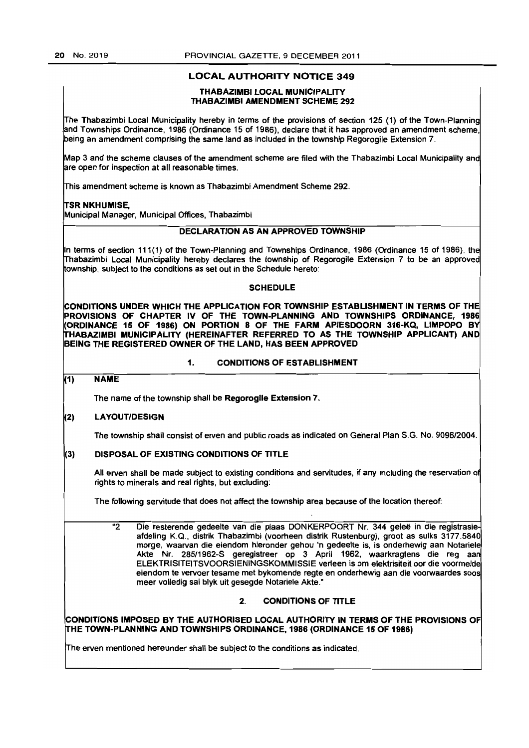## LOCAL AUTHORITY NOTICE 349

### THABAZIMBI LOCAL MUNICIPALITY
### THABAZIMBI AMENDMENT SCHEME 292

The Thabazimbi Local Municipality hereby in terms of the provisions of section 125 (1) of the Town-Planning and Townships Ordinance, 1986 (Ordinance 15 of 1986), declare that it has approved an amendment scheme, being an amendment comprising the same land as included in the township Regorogile Extension 7.

Map 3 and the scheme clauses of the amendment scheme are filed with the Thabazimbi Local Municipality and are open for inspection at all reasonable times.

This amendment scheme is known as Thabazimbi Amendment Scheme 292.

**TSR NKHUMISE,**
Municipal Manager, Municipal Offices, Thabazimbi

### DECLARATION AS AN APPROVED TOWNSHIP

In terms of section 111(1) of the Town-Planning and Townships Ordinance, 1986 (Ordinance 15 of 1986), the Thabazimbi Local Municipality hereby declares the township of Regorogile Extension 7 to be an approved township, subject to the conditions as set out in the Schedule hereto:

### SCHEDULE

**CONDITIONS UNDER WHICH THE APPLICATION FOR TOWNSHIP ESTABLISHMENT IN TERMS OF THE PROVISIONS OF CHAPTER IV OF THE TOWN-PLANNING AND TOWNSHIPS ORDINANCE, 1986 (ORDINANCE 15 OF 1986) ON PORTION 8 OF THE FARM APIESDOORN 316-KQ, LIMPOPO BY THABAZIMBI MUNICIPALITY (HEREINAFTER REFERRED TO AS THE TOWNSHIP APPLICANT) AND BEING THE REGISTERED OWNER OF THE LAND, HAS BEEN APPROVED**

### 1. CONDITIONS OF ESTABLISHMENT

**(1) NAME**

The name of the township shall be **Regorogile Extension 7.**

**(2) LAYOUT/DESIGN**

The township shall consist of erven and public roads as indicated on General Plan S.G. No. 9096/2004.

**(3) DISPOSAL OF EXISTING CONDITIONS OF TITLE**

All erven shall be made subject to existing conditions and servitudes, if any including the reservation of rights to minerals and real rights, but excluding:

The following servitude that does not affect the township area because of the location thereof:

"2 Die resterende gedeelte van die plaas DONKERPOORT Nr. 344 geleë in die registrasie-afdeling K.Q., distrik Thabazimbi (voorheen distrik Rustenburg), groot as sulks 3177.5840 morge, waarvan die eiendom hieronder gehou 'n gedeelte is, is onderhewig aan Notariele Akte Nr. 285/1962-S geregistreer op 3 April 1962, waarkragtens die reg aan ELEKTRISITEITSVOORSIENINGSKOMMISSIE verleen is om elektrisiteit oor die voormelde eiendom te vervoer tesame met bykomende regte en onderhewig aan die voorwaardes soos meer volledig sal blyk uit gesegde Notariele Akte."

### 2. CONDITIONS OF TITLE

**CONDITIONS IMPOSED BY THE AUTHORISED LOCAL AUTHORITY IN TERMS OF THE PROVISIONS OF THE TOWN-PLANNING AND TOWNSHIPS ORDINANCE, 1986 (ORDINANCE 15 OF 1986)**

The erven mentioned hereunder shall be subject to the conditions as indicated.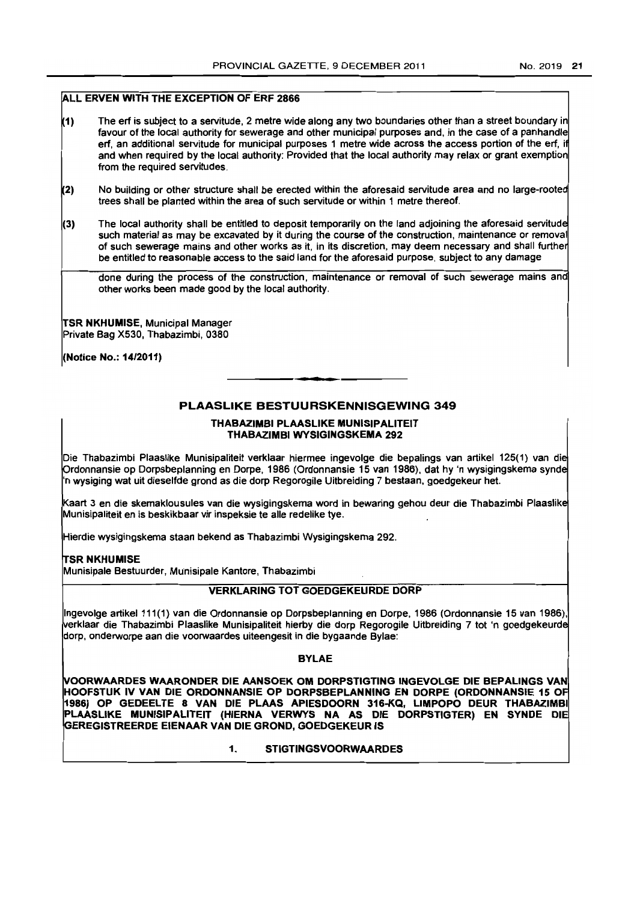**ALL ERVEN WITH THE EXCEPTION OF ERF 2866**

(1) The erf is subject to a servitude, 2 metre wide along any two boundaries other than a street boundary in favour of the local authority for sewerage and other municipal purposes and, in the case of a panhandle erf, an additional servitude for municipal purposes 1 metre wide across the access portion of the erf, if and when required by the local authority: Provided that the local authority may relax or grant exemption from the required servitudes.

(2) No building or other structure shall be erected within the aforesaid servitude area and no large-rooted trees shall be planted within the area of such servitude or within 1 metre thereof.

(3) The local authority shall be entitled to deposit temporarily on the land adjoining the aforesaid servitude such material as may be excavated by it during the course of the construction, maintenance or removal of such sewerage mains and other works as it, in its discretion, may deem necessary and shall further be entitled to reasonable access to the said land for the aforesaid purpose, subject to any damage done during the process of the construction, maintenance or removal of such sewerage mains and other works been made good by the local authority.

**TSR NKHUMISE,** Municipal Manager
Private Bag X530, Thabazimbi, 0380

**(Notice No.: 14/2011)**

---

## PLAASLIKE BESTUURSKENNISGEWING 349

### THABAZIMBI PLAASLIKE MUNISIPALITEIT
### THABAZIMBI WYSIGINGSKEMA 292

Die Thabazimbi Plaaslike Munisipaliteit verklaar hiermee ingevolge die bepalings van artikel 125(1) van die Ordonnansie op Dorpsbeplanning en Dorpe, 1986 (Ordonnansie 15 van 1986), dat hy 'n wysigingskema synde 'n wysiging wat uit dieselfde grond as die dorp Regorogile Uitbreiding 7 bestaan, goedgekeur het.

Kaart 3 en die skemaklousules van die wysigingskema word in bewaring gehou deur die Thabazimbi Plaaslike Munisipaliteit en is beskikbaar vir inspeksie te alle redelike tye.

Hierdie wysigingskema staan bekend as Thabazimbi Wysigingskema 292.

**TSR NKHUMISE**
Munisipale Bestuurder, Munisipale Kantore, Thabazimbi

**VERKLARING TOT GOEDGEKEURDE DORP**

Ingevolge artikel 111(1) van die Ordonnansie op Dorpsbeplanning en Dorpe, 1986 (Ordonnansie 15 van 1986), verklaar die Thabazimbi Plaaslike Munisipaliteit hierby die dorp Regorogile Uitbreiding 7 tot 'n goedgekeurde dorp, onderworpe aan die voorwaardes uiteengesit in die bygaande Bylae:

**BYLAE**

**VOORWAARDES WAARONDER DIE AANSOEK OM DORPSTIGTING INGEVOLGE DIE BEPALINGS VAN HOOFSTUK IV VAN DIE ORDONNANSIE OP DORPSBEPLANNING EN DORPE (ORDONNANSIE 15 OF 1986) OP GEDEELTE 8 VAN DIE PLAAS APIESDOORN 316-KQ, LIMPOPO DEUR THABAZIMBI PLAASLIKE MUNISIPALITEIT (HIERNA VERWYS NA AS DIE DORPSTIGTER) EN SYNDE DIE GEREGISTREERDE EIENAAR VAN DIE GROND, GOEDGEKEUR IS**

**1. STIGTINGSVOORWAARDES**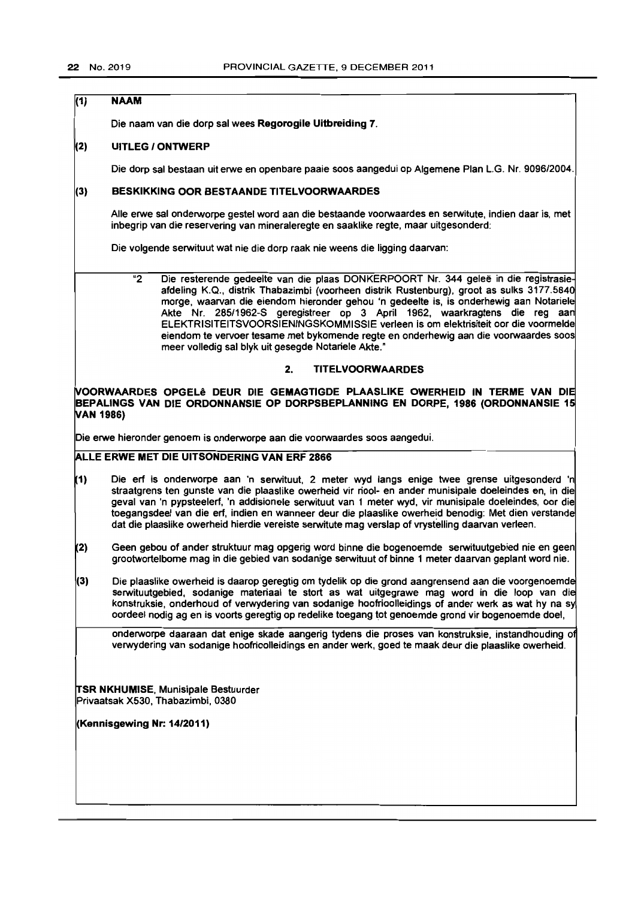**(1) NAAM**

Die naam van die dorp sal wees **Regorogile Uitbreiding 7**.

**(2) UITLEG / ONTWERP**

Die dorp sal bestaan uit erwe en openbare paaie soos aangedui op Algemene Plan L.G. Nr. 9096/2004.

**(3) BESKIKKING OOR BESTAANDE TITELVOORWAARDES**

Alle erwe sal onderworpe gestel word aan die bestaande voorwaardes en serwitute, indien daar is, met inbegrip van die reservering van mineraleregte en saaklike regte, maar uitgesonderd:

Die volgende serwituut wat nie die dorp raak nie weens die ligging daarvan:

> "2 Die resterende gedeelte van die plaas DONKERPOORT Nr. 344 geleë in die registrasie-afdeling K.Q., distrik Thabazimbi (voorheen distrik Rustenburg), groot as sulks 3177.5840 morge, waarvan die eiendom hieronder gehou 'n gedeelte is, is onderhewig aan Notariele Akte Nr. 285/1962-S geregistreer op 3 April 1962, waarkragtens die reg aan ELEKTRISITEITSVOORSIENINGSKOMMISSIE verleen is om elektrisiteit oor die voormelde eiendom te vervoer tesame met bykomende regte en onderhewig aan die voorwaardes soos meer volledig sal blyk uit gesegde Notariele Akte."

## 2. TITELVOORWAARDES

**VOORWAARDES OPGELê DEUR DIE GEMAGTIGDE PLAASLIKE OWERHEID IN TERME VAN DIE BEPALINGS VAN DIE ORDONNANSIE OP DORPSBEPLANNING EN DORPE, 1986 (ORDONNANSIE 15 VAN 1986)**

Die erwe hieronder genoem is onderworpe aan die voorwaardes soos aangedui.

**ALLE ERWE MET DIE UITSONDERING VAN ERF 2866**

(1) Die erf is onderworpe aan 'n serwituut, 2 meter wyd langs enige twee grense uitgesonderd 'n straatgrens ten gunste van die plaaslike owerheid vir riool- en ander munisipale doeleindes en, in die geval van 'n pypsteelerf, 'n addisionele serwituut van 1 meter wyd, vir munisipale doeleindes, oor die toegangsdeel van die erf, indien en wanneer deur die plaaslike owerheid benodig: Met dien verstande dat die plaaslike owerheid hierdie vereiste serwitute mag verslap of vrystelling daarvan verleen.

(2) Geen gebou of ander struktuur mag opgerig word binne die bogenoemde serwituutgebied nie en geen grootwortelbome mag in die gebied van sodanige serwituut of binne 1 meter daarvan geplant word nie.

(3) Die plaaslike owerheid is daarop geregtig om tydelik op die grond aangrensend aan die voorgenoemde serwituutgebied, sodanige materiaal te stort as wat uitgegrawe mag word in die loop van die konstruksie, onderhoud of verwydering van sodanige hoofrioolleidings of ander werk as wat hy na sy oordeel nodig ag en is voorts geregtig op redelike toegang tot genoemde grond vir bogenoemde doel, onderworpe daaraan dat enige skade aangerig tydens die proses van konstruksie, instandhouding of verwydering van sodanige hoofrioolleidings en ander werk, goed te maak deur die plaaslike owerheid.

**TSR NKHUMISE**, Munisipale Bestuurder
Privaatsak X530, Thabazimbi, 0380

**(Kennisgewing Nr: 14/2011)**